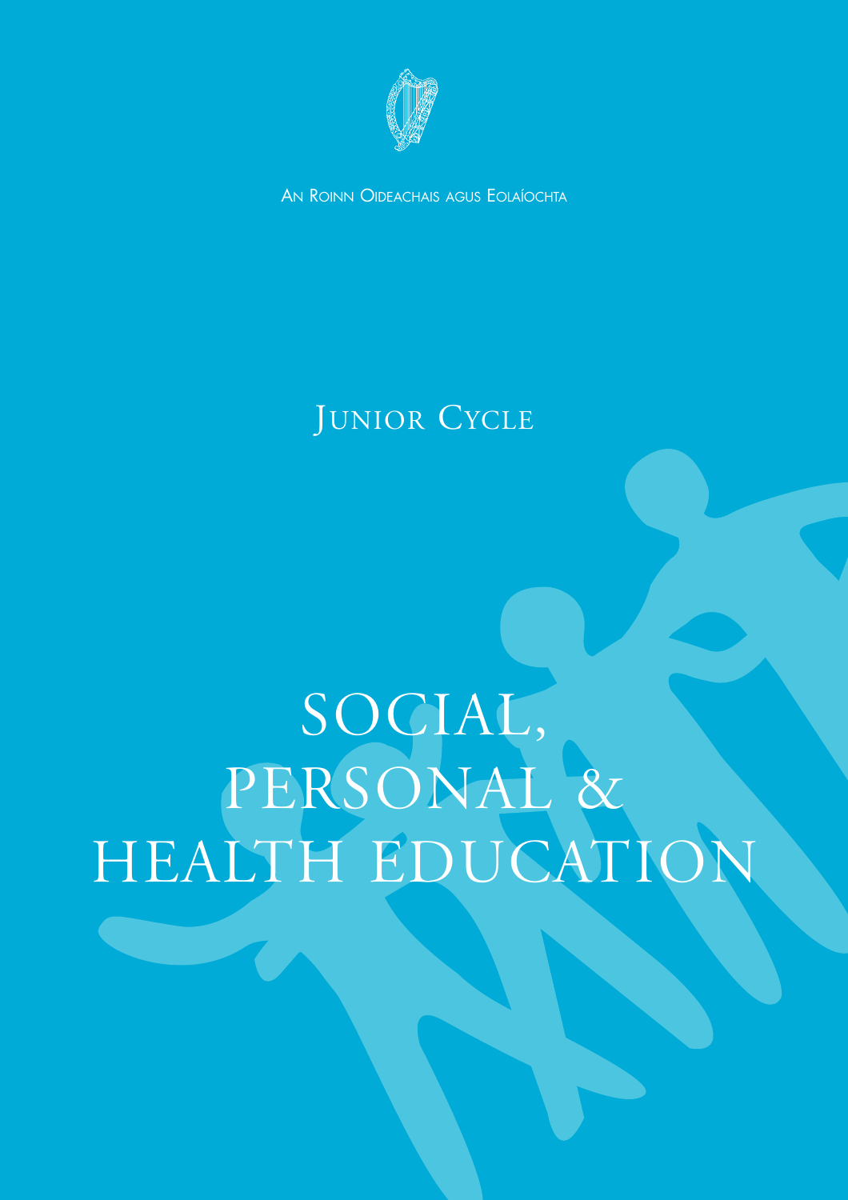An Roinn Oideachais agus Eolaíochta

## Junior Cycle

# SOCIAL, PERSONAL & HEALTH EDUCATION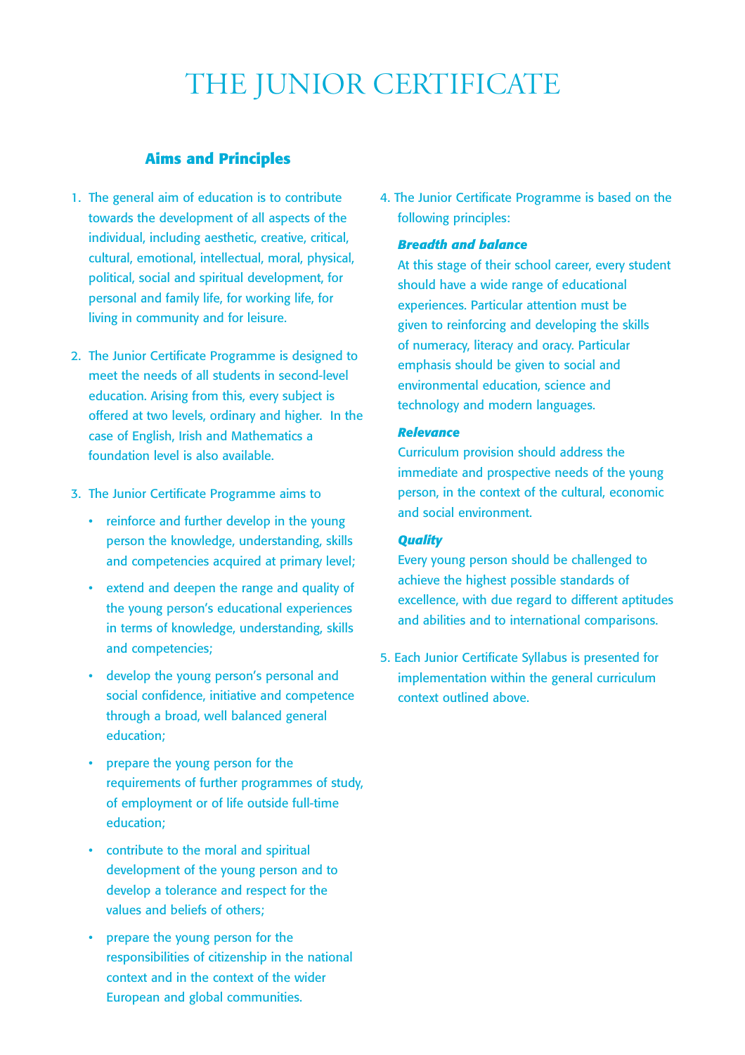# THE JUNIOR CERTIFICATE

## Aims and Principles

1. The general aim of education is to contribute towards the development of all aspects of the individual, including aesthetic, creative, critical, cultural, emotional, intellectual, moral, physical, political, social and spiritual development, for personal and family life, for working life, for living in community and for leisure.

2. The Junior Certificate Programme is designed to meet the needs of all students in second-level education. Arising from this, every subject is offered at two levels, ordinary and higher. In the case of English, Irish and Mathematics a foundation level is also available.

3. The Junior Certificate Programme aims to
   - reinforce and further develop in the young person the knowledge, understanding, skills and competencies acquired at primary level;
   - extend and deepen the range and quality of the young person's educational experiences in terms of knowledge, understanding, skills and competencies;
   - develop the young person's personal and social confidence, initiative and competence through a broad, well balanced general education;
   - prepare the young person for the requirements of further programmes of study, of employment or of life outside full-time education;
   - contribute to the moral and spiritual development of the young person and to develop a tolerance and respect for the values and beliefs of others;
   - prepare the young person for the responsibilities of citizenship in the national context and in the context of the wider European and global communities.

4. The Junior Certificate Programme is based on the following principles:

   ***Breadth and balance***
   At this stage of their school career, every student should have a wide range of educational experiences. Particular attention must be given to reinforcing and developing the skills of numeracy, literacy and oracy. Particular emphasis should be given to social and environmental education, science and technology and modern languages.

   ***Relevance***
   Curriculum provision should address the immediate and prospective needs of the young person, in the context of the cultural, economic and social environment.

   ***Quality***
   Every young person should be challenged to achieve the highest possible standards of excellence, with due regard to different aptitudes and abilities and to international comparisons.

5. Each Junior Certificate Syllabus is presented for implementation within the general curriculum context outlined above.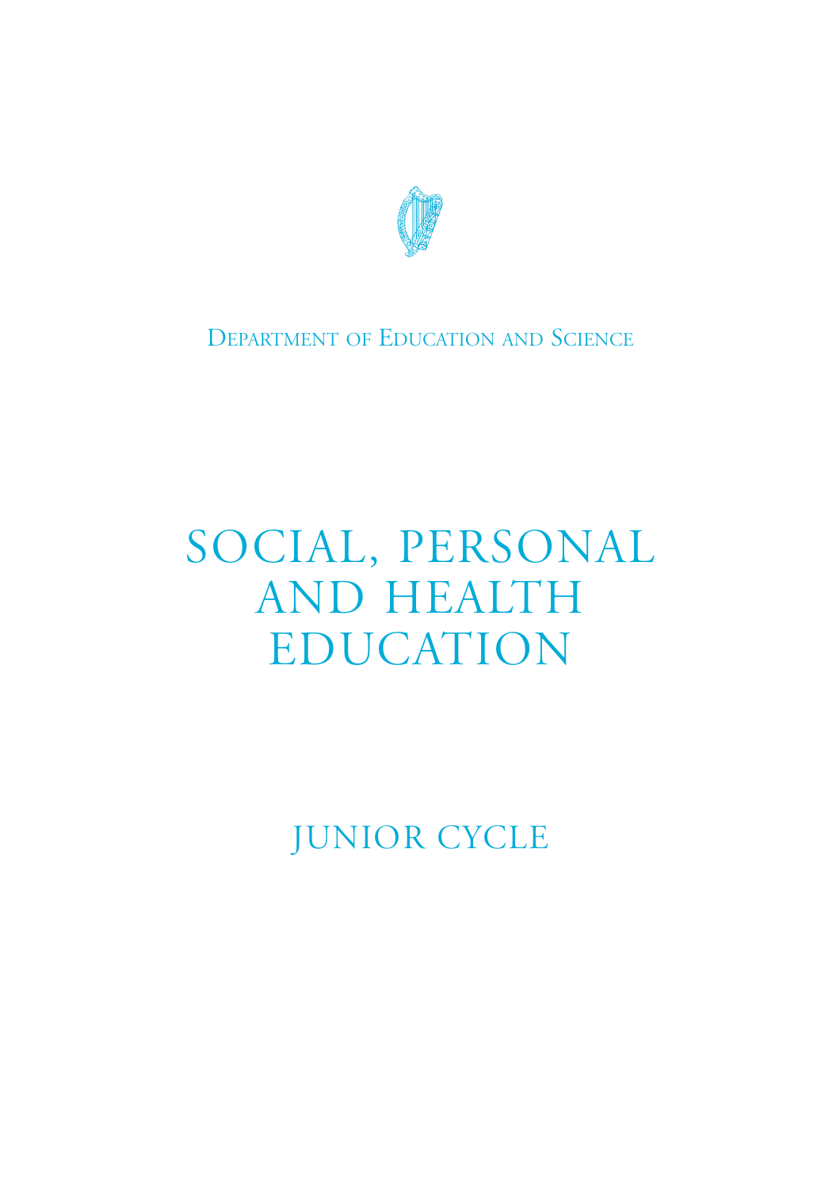Department of Education and Science

# SOCIAL, PERSONAL AND HEALTH EDUCATION

## JUNIOR CYCLE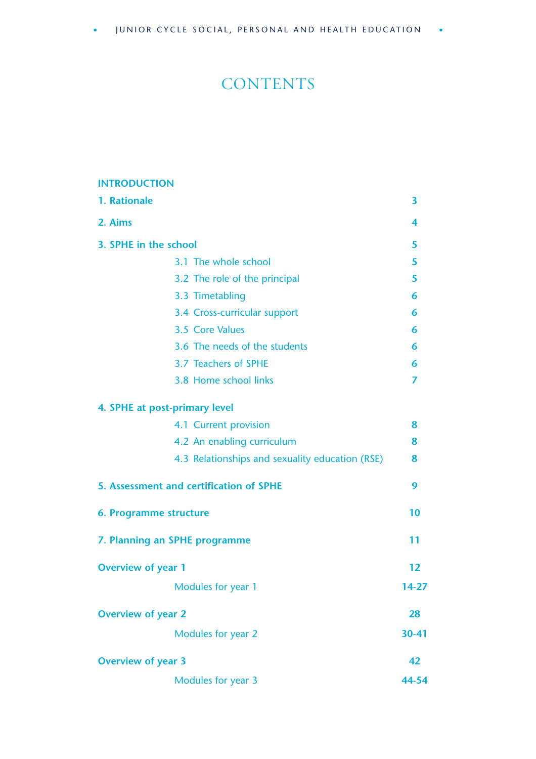# CONTENTS

**INTRODUCTION**

| | |
|---|---|
| **1. Rationale** | **3** |
| **2. Aims** | **4** |
| **3. SPHE in the school** | **5** |
| 3.1 The whole school | **5** |
| 3.2 The role of the principal | **5** |
| 3.3 Timetabling | **6** |
| 3.4 Cross-curricular support | **6** |
| 3.5 Core Values | **6** |
| 3.6 The needs of the students | **6** |
| 3.7 Teachers of SPHE | **6** |
| 3.8 Home school links | **7** |
| **4. SPHE at post-primary level** | |
| 4.1 Current provision | **8** |
| 4.2 An enabling curriculum | **8** |
| 4.3 Relationships and sexuality education (RSE) | **8** |
| **5. Assessment and certification of SPHE** | **9** |
| **6. Programme structure** | **10** |
| **7. Planning an SPHE programme** | **11** |
| **Overview of year 1** | **12** |
| Modules for year 1 | **14-27** |
| **Overview of year 2** | **28** |
| Modules for year 2 | **30-41** |
| **Overview of year 3** | **42** |
| Modules for year 3 | **44-54** |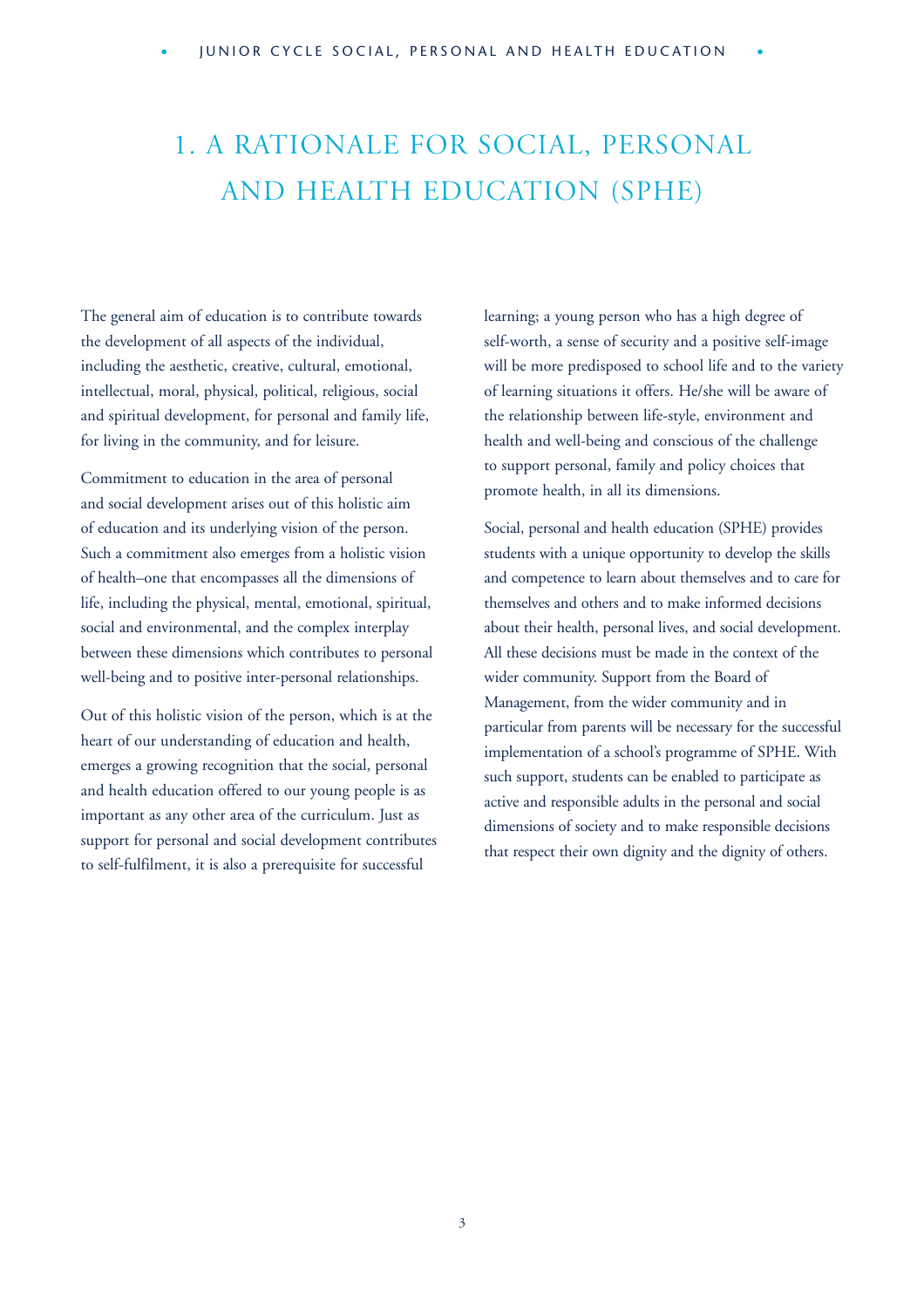# 1. A RATIONALE FOR SOCIAL, PERSONAL AND HEALTH EDUCATION (SPHE)

The general aim of education is to contribute towards the development of all aspects of the individual, including the aesthetic, creative, cultural, emotional, intellectual, moral, physical, political, religious, social and spiritual development, for personal and family life, for living in the community, and for leisure.

Commitment to education in the area of personal and social development arises out of this holistic aim of education and its underlying vision of the person. Such a commitment also emerges from a holistic vision of health–one that encompasses all the dimensions of life, including the physical, mental, emotional, spiritual, social and environmental, and the complex interplay between these dimensions which contributes to personal well-being and to positive inter-personal relationships.

Out of this holistic vision of the person, which is at the heart of our understanding of education and health, emerges a growing recognition that the social, personal and health education offered to our young people is as important as any other area of the curriculum. Just as support for personal and social development contributes to self-fulfilment, it is also a prerequisite for successful learning; a young person who has a high degree of self-worth, a sense of security and a positive self-image will be more predisposed to school life and to the variety of learning situations it offers. He/she will be aware of the relationship between life-style, environment and health and well-being and conscious of the challenge to support personal, family and policy choices that promote health, in all its dimensions.

Social, personal and health education (SPHE) provides students with a unique opportunity to develop the skills and competence to learn about themselves and to care for themselves and others and to make informed decisions about their health, personal lives, and social development. All these decisions must be made in the context of the wider community. Support from the Board of Management, from the wider community and in particular from parents will be necessary for the successful implementation of a school's programme of SPHE. With such support, students can be enabled to participate as active and responsible adults in the personal and social dimensions of society and to make responsible decisions that respect their own dignity and the dignity of others.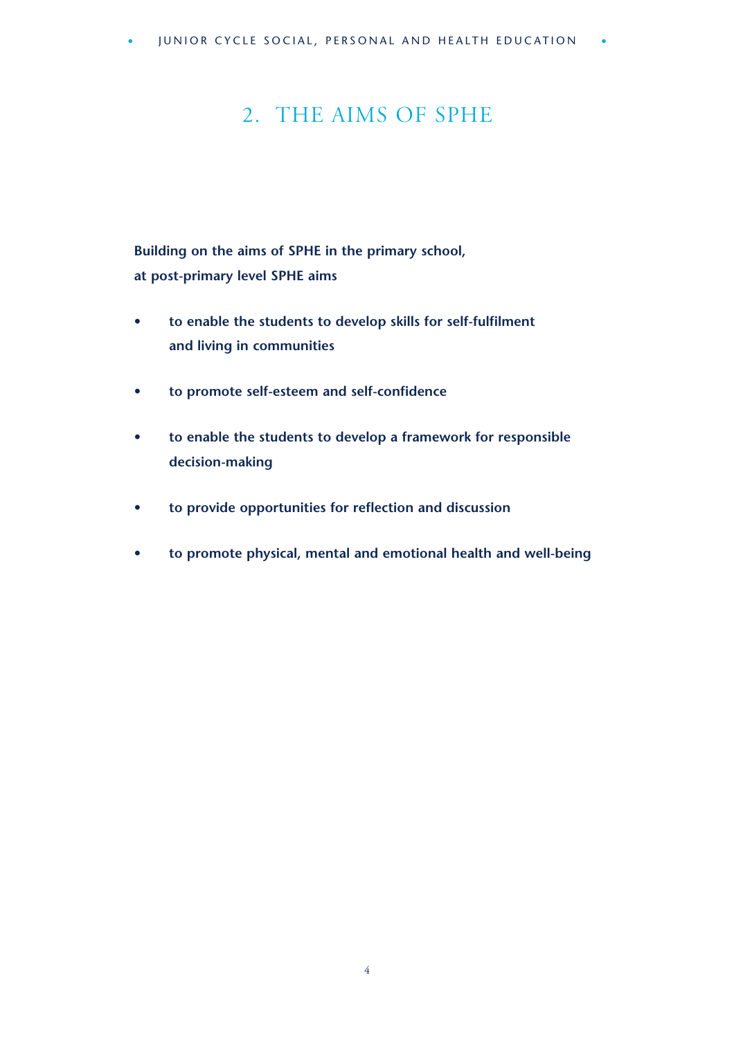## 2. THE AIMS OF SPHE

**Building on the aims of SPHE in the primary school, at post-primary level SPHE aims**

- **to enable the students to develop skills for self-fulfilment and living in communities**
- **to promote self-esteem and self-confidence**
- **to enable the students to develop a framework for responsible decision-making**
- **to provide opportunities for reflection and discussion**
- **to promote physical, mental and emotional health and well-being**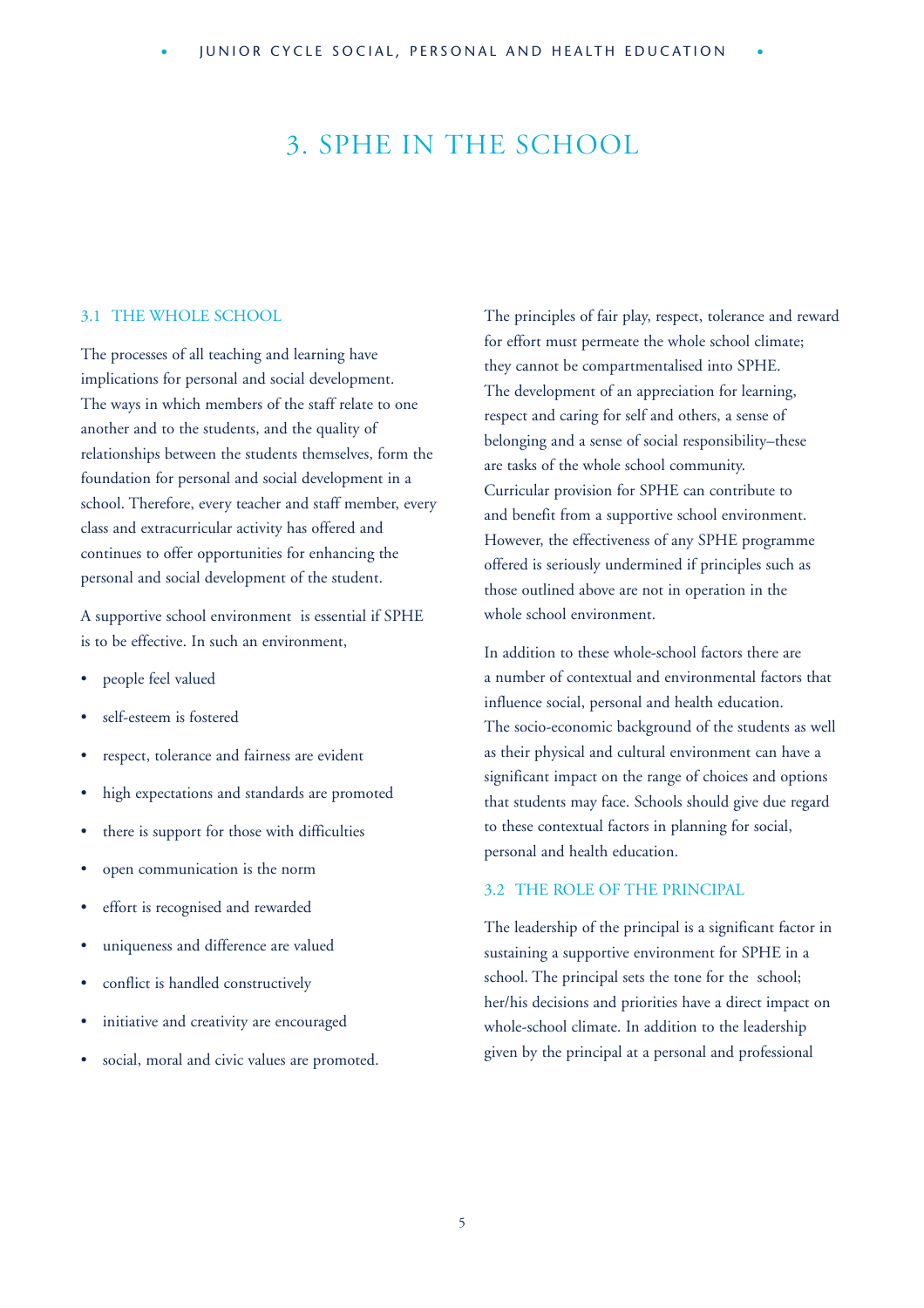# 3. SPHE IN THE SCHOOL

## 3.1 THE WHOLE SCHOOL

The processes of all teaching and learning have implications for personal and social development. The ways in which members of the staff relate to one another and to the students, and the quality of relationships between the students themselves, form the foundation for personal and social development in a school. Therefore, every teacher and staff member, every class and extracurricular activity has offered and continues to offer opportunities for enhancing the personal and social development of the student.

A supportive school environment is essential if SPHE is to be effective. In such an environment,

- people feel valued
- self-esteem is fostered
- respect, tolerance and fairness are evident
- high expectations and standards are promoted
- there is support for those with difficulties
- open communication is the norm
- effort is recognised and rewarded
- uniqueness and difference are valued
- conflict is handled constructively
- initiative and creativity are encouraged
- social, moral and civic values are promoted.

The principles of fair play, respect, tolerance and reward for effort must permeate the whole school climate; they cannot be compartmentalised into SPHE. The development of an appreciation for learning, respect and caring for self and others, a sense of belonging and a sense of social responsibility–these are tasks of the whole school community. Curricular provision for SPHE can contribute to and benefit from a supportive school environment. However, the effectiveness of any SPHE programme offered is seriously undermined if principles such as those outlined above are not in operation in the whole school environment.

In addition to these whole-school factors there are a number of contextual and environmental factors that influence social, personal and health education. The socio-economic background of the students as well as their physical and cultural environment can have a significant impact on the range of choices and options that students may face. Schools should give due regard to these contextual factors in planning for social, personal and health education.

## 3.2 THE ROLE OF THE PRINCIPAL

The leadership of the principal is a significant factor in sustaining a supportive environment for SPHE in a school. The principal sets the tone for the school; her/his decisions and priorities have a direct impact on whole-school climate. In addition to the leadership given by the principal at a personal and professional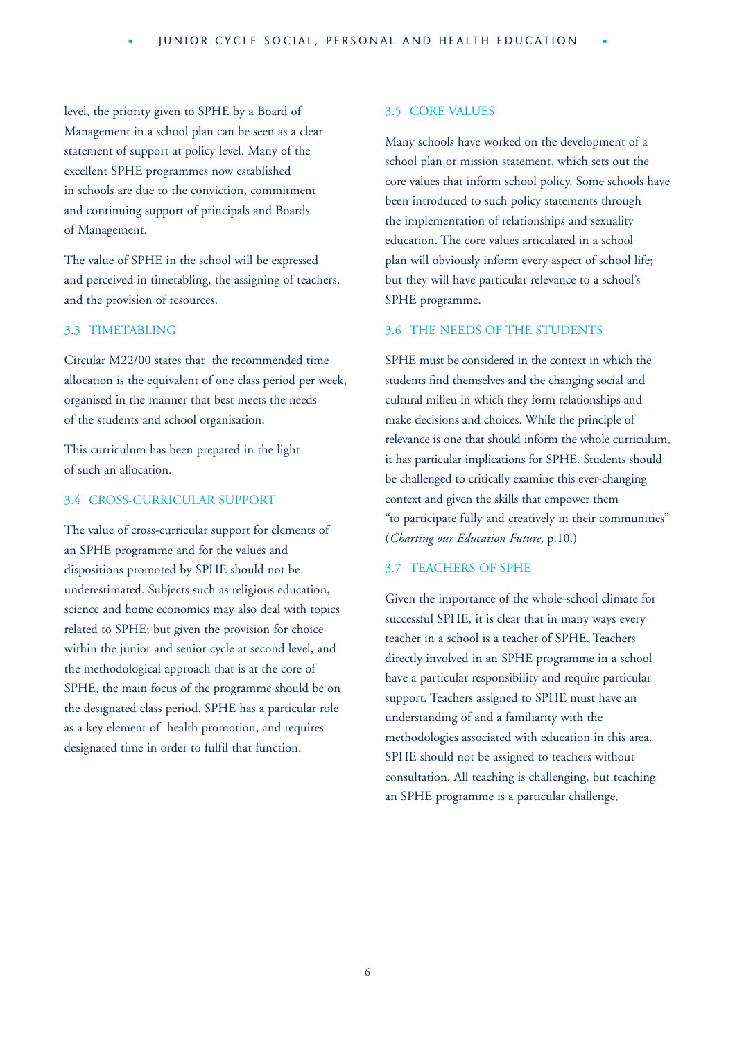level, the priority given to SPHE by a Board of Management in a school plan can be seen as a clear statement of support at policy level. Many of the excellent SPHE programmes now established in schools are due to the conviction, commitment and continuing support of principals and Boards of Management.

The value of SPHE in the school will be expressed and perceived in timetabling, the assigning of teachers, and the provision of resources.

### 3.3 TIMETABLING

Circular M22/00 states that the recommended time allocation is the equivalent of one class period per week, organised in the manner that best meets the needs of the students and school organisation.

This curriculum has been prepared in the light of such an allocation.

### 3.4 CROSS-CURRICULAR SUPPORT

The value of cross-curricular support for elements of an SPHE programme and for the values and dispositions promoted by SPHE should not be underestimated. Subjects such as religious education, science and home economics may also deal with topics related to SPHE; but given the provision for choice within the junior and senior cycle at second level, and the methodological approach that is at the core of SPHE, the main focus of the programme should be on the designated class period. SPHE has a particular role as a key element of health promotion, and requires designated time in order to fulfil that function.

### 3.5 CORE VALUES

Many schools have worked on the development of a school plan or mission statement, which sets out the core values that inform school policy. Some schools have been introduced to such policy statements through the implementation of relationships and sexuality education. The core values articulated in a school plan will obviously inform every aspect of school life; but they will have particular relevance to a school's SPHE programme.

### 3.6 THE NEEDS OF THE STUDENTS

SPHE must be considered in the context in which the students find themselves and the changing social and cultural milieu in which they form relationships and make decisions and choices. While the principle of relevance is one that should inform the whole curriculum, it has particular implications for SPHE. Students should be challenged to critically examine this ever-changing context and given the skills that empower them "to participate fully and creatively in their communities" (*Charting our Education Future,* p.10.)

### 3.7 TEACHERS OF SPHE

Given the importance of the whole-school climate for successful SPHE, it is clear that in many ways every teacher in a school is a teacher of SPHE. Teachers directly involved in an SPHE programme in a school have a particular responsibility and require particular support. Teachers assigned to SPHE must have an understanding of and a familiarity with the methodologies associated with education in this area. SPHE should not be assigned to teachers without consultation. All teaching is challenging, but teaching an SPHE programme is a particular challenge,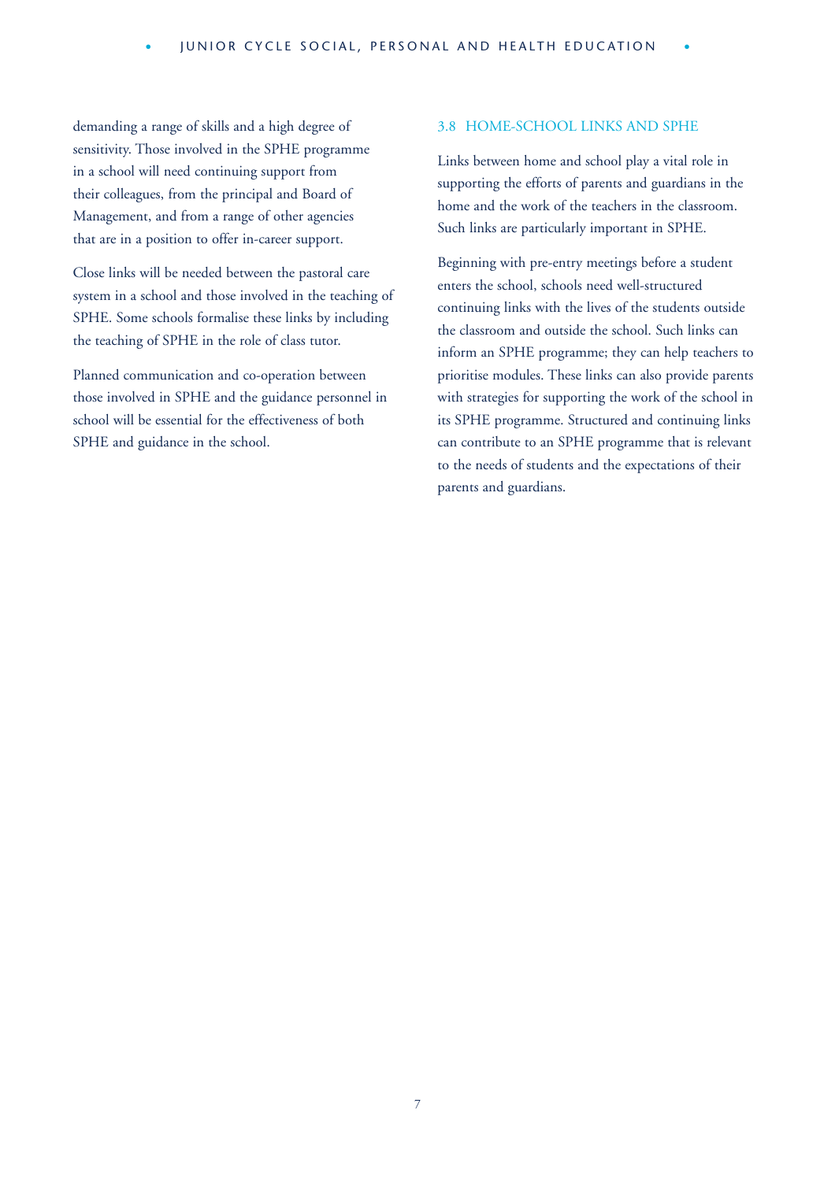demanding a range of skills and a high degree of sensitivity. Those involved in the SPHE programme in a school will need continuing support from their colleagues, from the principal and Board of Management, and from a range of other agencies that are in a position to offer in-career support.

Close links will be needed between the pastoral care system in a school and those involved in the teaching of SPHE. Some schools formalise these links by including the teaching of SPHE in the role of class tutor.

Planned communication and co-operation between those involved in SPHE and the guidance personnel in school will be essential for the effectiveness of both SPHE and guidance in the school.

### 3.8 HOME-SCHOOL LINKS AND SPHE

Links between home and school play a vital role in supporting the efforts of parents and guardians in the home and the work of the teachers in the classroom. Such links are particularly important in SPHE.

Beginning with pre-entry meetings before a student enters the school, schools need well-structured continuing links with the lives of the students outside the classroom and outside the school. Such links can inform an SPHE programme; they can help teachers to prioritise modules. These links can also provide parents with strategies for supporting the work of the school in its SPHE programme. Structured and continuing links can contribute to an SPHE programme that is relevant to the needs of students and the expectations of their parents and guardians.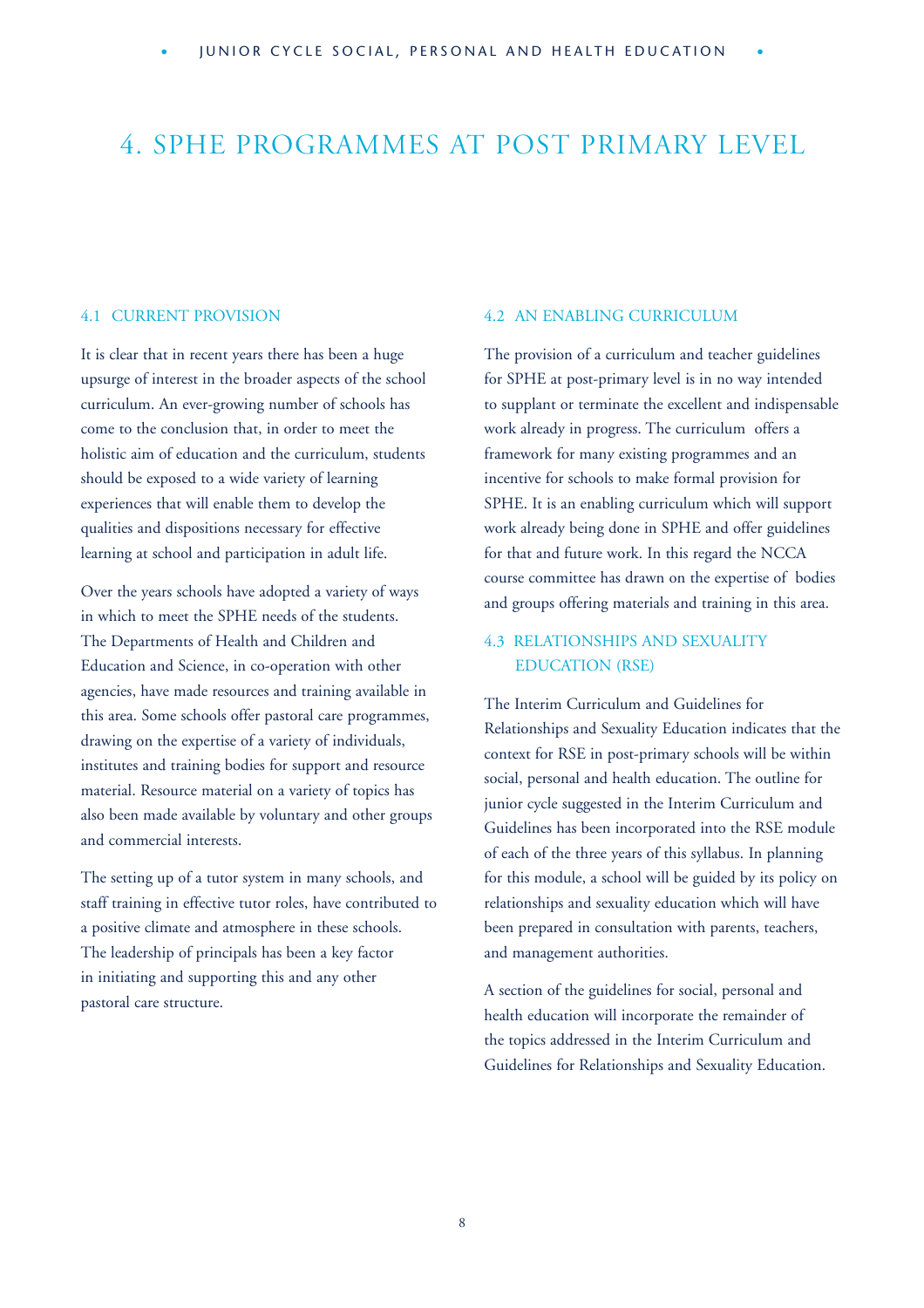# 4. SPHE PROGRAMMES AT POST PRIMARY LEVEL

## 4.1 CURRENT PROVISION

It is clear that in recent years there has been a huge upsurge of interest in the broader aspects of the school curriculum. An ever-growing number of schools has come to the conclusion that, in order to meet the holistic aim of education and the curriculum, students should be exposed to a wide variety of learning experiences that will enable them to develop the qualities and dispositions necessary for effective learning at school and participation in adult life.

Over the years schools have adopted a variety of ways in which to meet the SPHE needs of the students. The Departments of Health and Children and Education and Science, in co-operation with other agencies, have made resources and training available in this area. Some schools offer pastoral care programmes, drawing on the expertise of a variety of individuals, institutes and training bodies for support and resource material. Resource material on a variety of topics has also been made available by voluntary and other groups and commercial interests.

The setting up of a tutor system in many schools, and staff training in effective tutor roles, have contributed to a positive climate and atmosphere in these schools. The leadership of principals has been a key factor in initiating and supporting this and any other pastoral care structure.

## 4.2 AN ENABLING CURRICULUM

The provision of a curriculum and teacher guidelines for SPHE at post-primary level is in no way intended to supplant or terminate the excellent and indispensable work already in progress. The curriculum offers a framework for many existing programmes and an incentive for schools to make formal provision for SPHE. It is an enabling curriculum which will support work already being done in SPHE and offer guidelines for that and future work. In this regard the NCCA course committee has drawn on the expertise of bodies and groups offering materials and training in this area.

## 4.3 RELATIONSHIPS AND SEXUALITY EDUCATION (RSE)

The Interim Curriculum and Guidelines for Relationships and Sexuality Education indicates that the context for RSE in post-primary schools will be within social, personal and health education. The outline for junior cycle suggested in the Interim Curriculum and Guidelines has been incorporated into the RSE module of each of the three years of this syllabus. In planning for this module, a school will be guided by its policy on relationships and sexuality education which will have been prepared in consultation with parents, teachers, and management authorities.

A section of the guidelines for social, personal and health education will incorporate the remainder of the topics addressed in the Interim Curriculum and Guidelines for Relationships and Sexuality Education.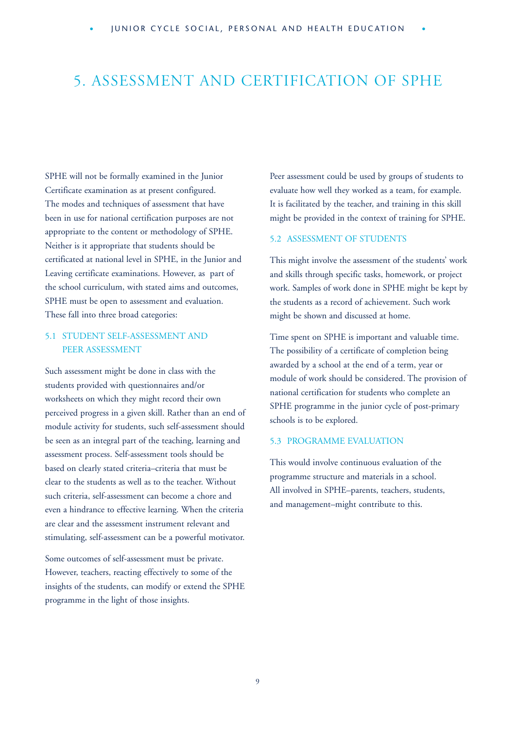# 5. ASSESSMENT AND CERTIFICATION OF SPHE

SPHE will not be formally examined in the Junior Certificate examination as at present configured. The modes and techniques of assessment that have been in use for national certification purposes are not appropriate to the content or methodology of SPHE. Neither is it appropriate that students should be certificated at national level in SPHE, in the Junior and Leaving certificate examinations. However, as part of the school curriculum, with stated aims and outcomes, SPHE must be open to assessment and evaluation. These fall into three broad categories:

## 5.1 STUDENT SELF-ASSESSMENT AND PEER ASSESSMENT

Such assessment might be done in class with the students provided with questionnaires and/or worksheets on which they might record their own perceived progress in a given skill. Rather than an end of module activity for students, such self-assessment should be seen as an integral part of the teaching, learning and assessment process. Self-assessment tools should be based on clearly stated criteria–criteria that must be clear to the students as well as to the teacher. Without such criteria, self-assessment can become a chore and even a hindrance to effective learning. When the criteria are clear and the assessment instrument relevant and stimulating, self-assessment can be a powerful motivator.

Some outcomes of self-assessment must be private. However, teachers, reacting effectively to some of the insights of the students, can modify or extend the SPHE programme in the light of those insights.

Peer assessment could be used by groups of students to evaluate how well they worked as a team, for example. It is facilitated by the teacher, and training in this skill might be provided in the context of training for SPHE.

## 5.2 ASSESSMENT OF STUDENTS

This might involve the assessment of the students' work and skills through specific tasks, homework, or project work. Samples of work done in SPHE might be kept by the students as a record of achievement. Such work might be shown and discussed at home.

Time spent on SPHE is important and valuable time. The possibility of a certificate of completion being awarded by a school at the end of a term, year or module of work should be considered. The provision of national certification for students who complete an SPHE programme in the junior cycle of post-primary schools is to be explored.

## 5.3 PROGRAMME EVALUATION

This would involve continuous evaluation of the programme structure and materials in a school. All involved in SPHE–parents, teachers, students, and management–might contribute to this.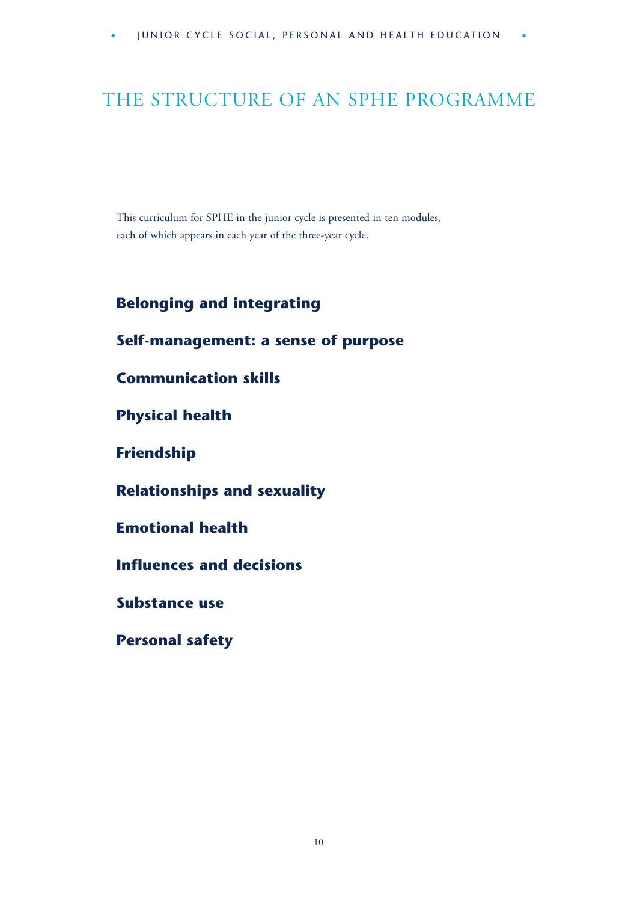# THE STRUCTURE OF AN SPHE PROGRAMME

This curriculum for SPHE in the junior cycle is presented in ten modules, each of which appears in each year of the three-year cycle.

**Belonging and integrating**

**Self-management: a sense of purpose**

**Communication skills**

**Physical health**

**Friendship**

**Relationships and sexuality**

**Emotional health**

**Influences and decisions**

**Substance use**

**Personal safety**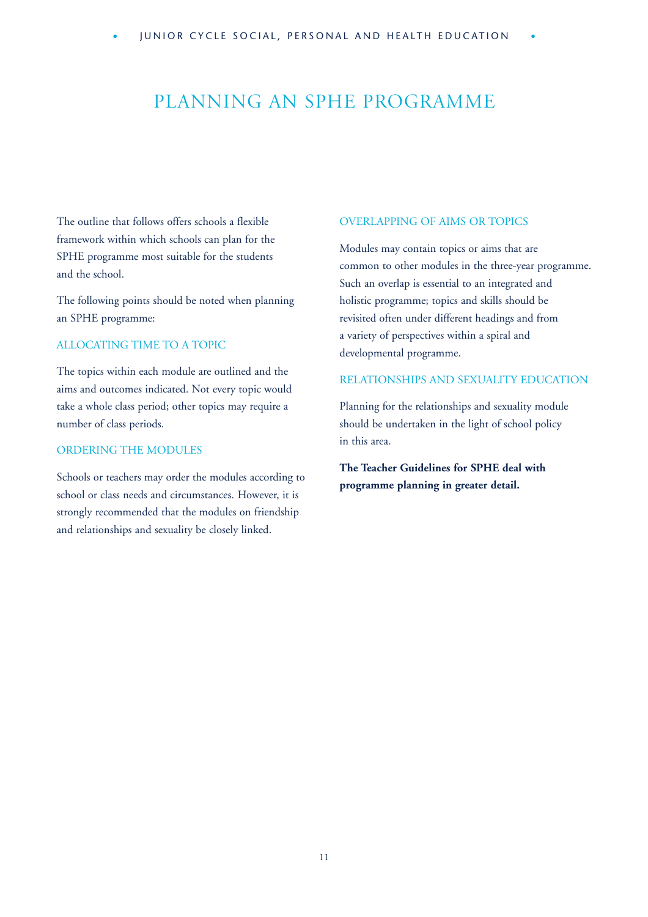# PLANNING AN SPHE PROGRAMME

The outline that follows offers schools a flexible framework within which schools can plan for the SPHE programme most suitable for the students and the school.

The following points should be noted when planning an SPHE programme:

## ALLOCATING TIME TO A TOPIC

The topics within each module are outlined and the aims and outcomes indicated. Not every topic would take a whole class period; other topics may require a number of class periods.

## ORDERING THE MODULES

Schools or teachers may order the modules according to school or class needs and circumstances. However, it is strongly recommended that the modules on friendship and relationships and sexuality be closely linked.

## OVERLAPPING OF AIMS OR TOPICS

Modules may contain topics or aims that are common to other modules in the three-year programme. Such an overlap is essential to an integrated and holistic programme; topics and skills should be revisited often under different headings and from a variety of perspectives within a spiral and developmental programme.

## RELATIONSHIPS AND SEXUALITY EDUCATION

Planning for the relationships and sexuality module should be undertaken in the light of school policy in this area.

**The Teacher Guidelines for SPHE deal with programme planning in greater detail.**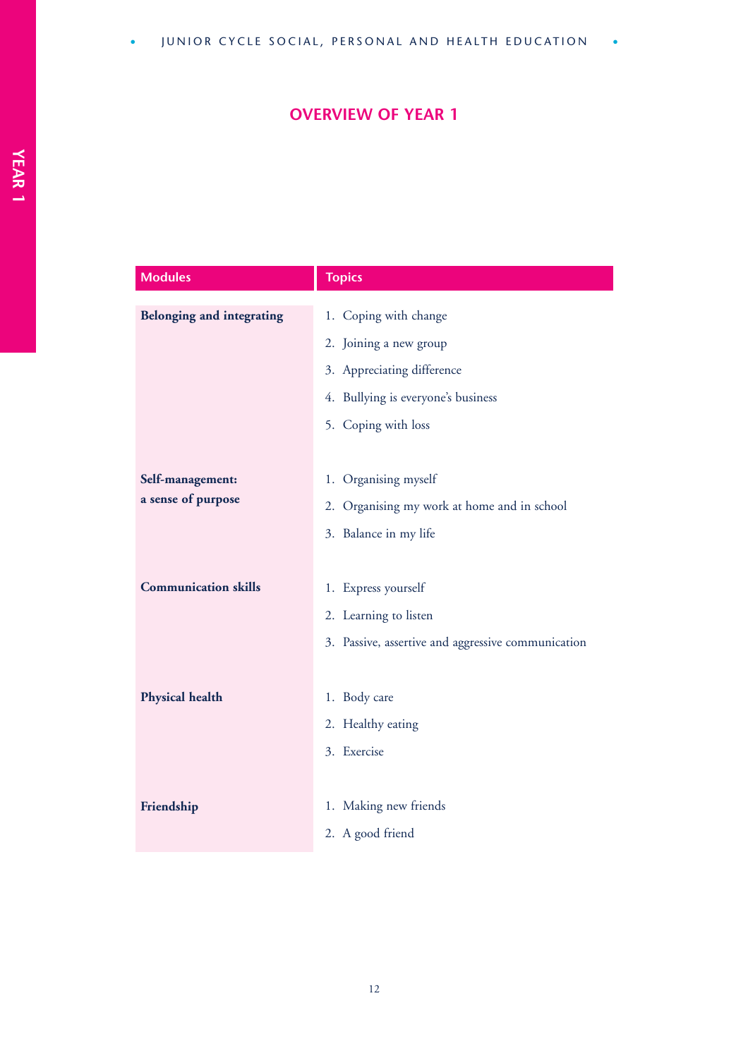# OVERVIEW OF YEAR 1

| Modules | Topics |
|---|---|
| **Belonging and integrating** | 1. Coping with change<br>2. Joining a new group<br>3. Appreciating difference<br>4. Bullying is everyone's business<br>5. Coping with loss |
| **Self-management: a sense of purpose** | 1. Organising myself<br>2. Organising my work at home and in school<br>3. Balance in my life |
| **Communication skills** | 1. Express yourself<br>2. Learning to listen<br>3. Passive, assertive and aggressive communication |
| **Physical health** | 1. Body care<br>2. Healthy eating<br>3. Exercise |
| **Friendship** | 1. Making new friends<br>2. A good friend |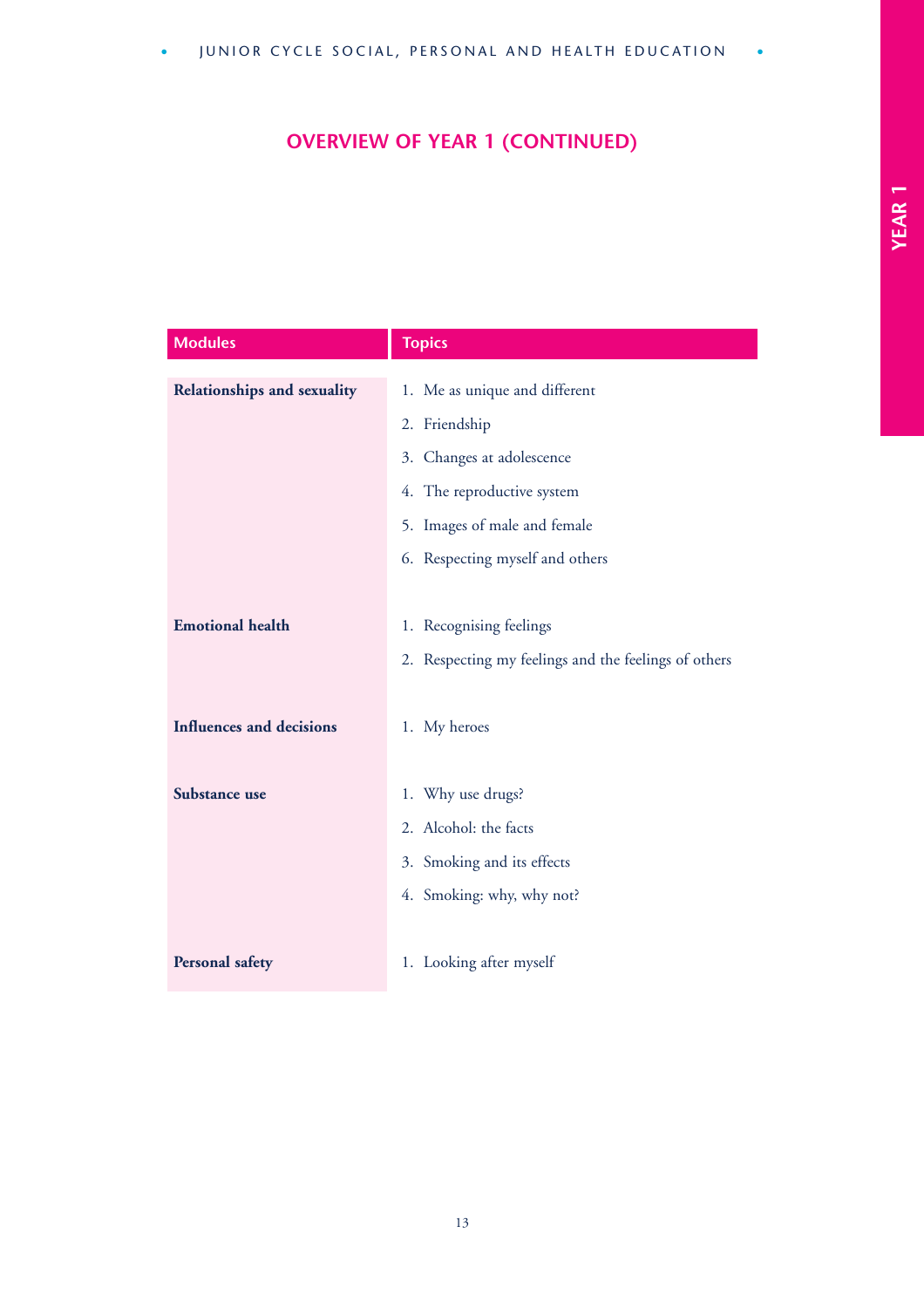## OVERVIEW OF YEAR 1 (CONTINUED)

| Modules | Topics |
|---|---|
| **Relationships and sexuality** | 1. Me as unique and different<br>2. Friendship<br>3. Changes at adolescence<br>4. The reproductive system<br>5. Images of male and female<br>6. Respecting myself and others |
| **Emotional health** | 1. Recognising feelings<br>2. Respecting my feelings and the feelings of others |
| **Influences and decisions** | 1. My heroes |
| **Substance use** | 1. Why use drugs?<br>2. Alcohol: the facts<br>3. Smoking and its effects<br>4. Smoking: why, why not? |
| **Personal safety** | 1. Looking after myself |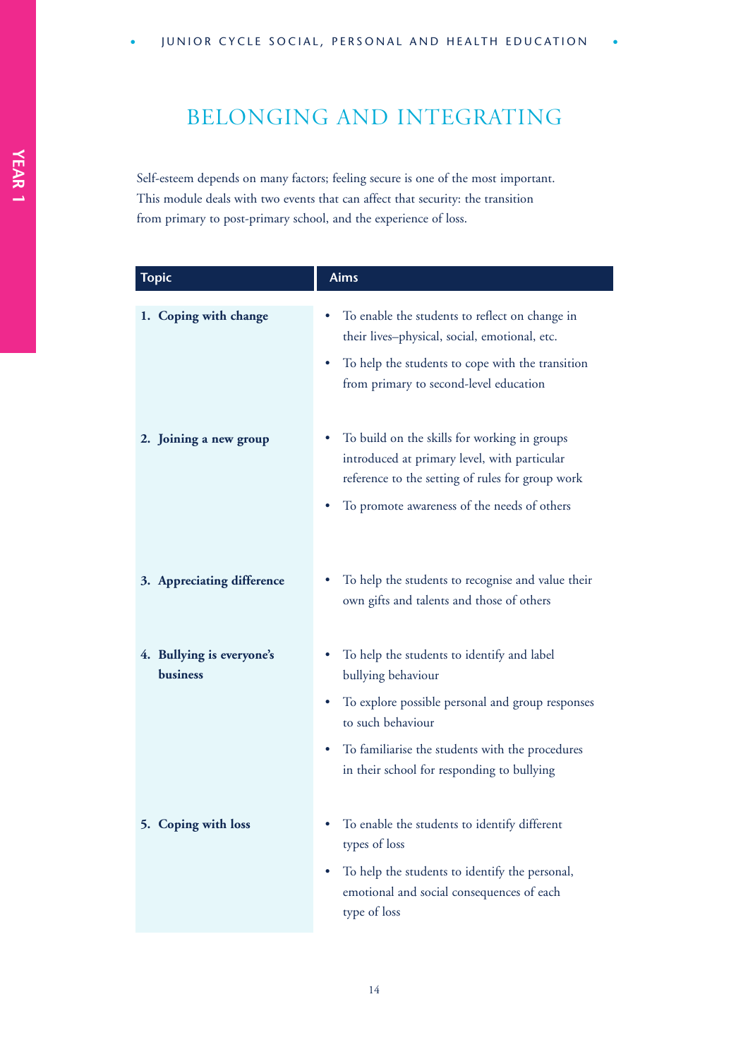# BELONGING AND INTEGRATING

Self-esteem depends on many factors; feeling secure is one of the most important. This module deals with two events that can affect that security: the transition from primary to post-primary school, and the experience of loss.

| Topic | Aims |
|---|---|
| **1. Coping with change** | • To enable the students to reflect on change in their lives–physical, social, emotional, etc.<br>• To help the students to cope with the transition from primary to second-level education |
| **2. Joining a new group** | • To build on the skills for working in groups introduced at primary level, with particular reference to the setting of rules for group work<br>• To promote awareness of the needs of others |
| **3. Appreciating difference** | • To help the students to recognise and value their own gifts and talents and those of others |
| **4. Bullying is everyone's business** | • To help the students to identify and label bullying behaviour<br>• To explore possible personal and group responses to such behaviour<br>• To familiarise the students with the procedures in their school for responding to bullying |
| **5. Coping with loss** | • To enable the students to identify different types of loss<br>• To help the students to identify the personal, emotional and social consequences of each type of loss |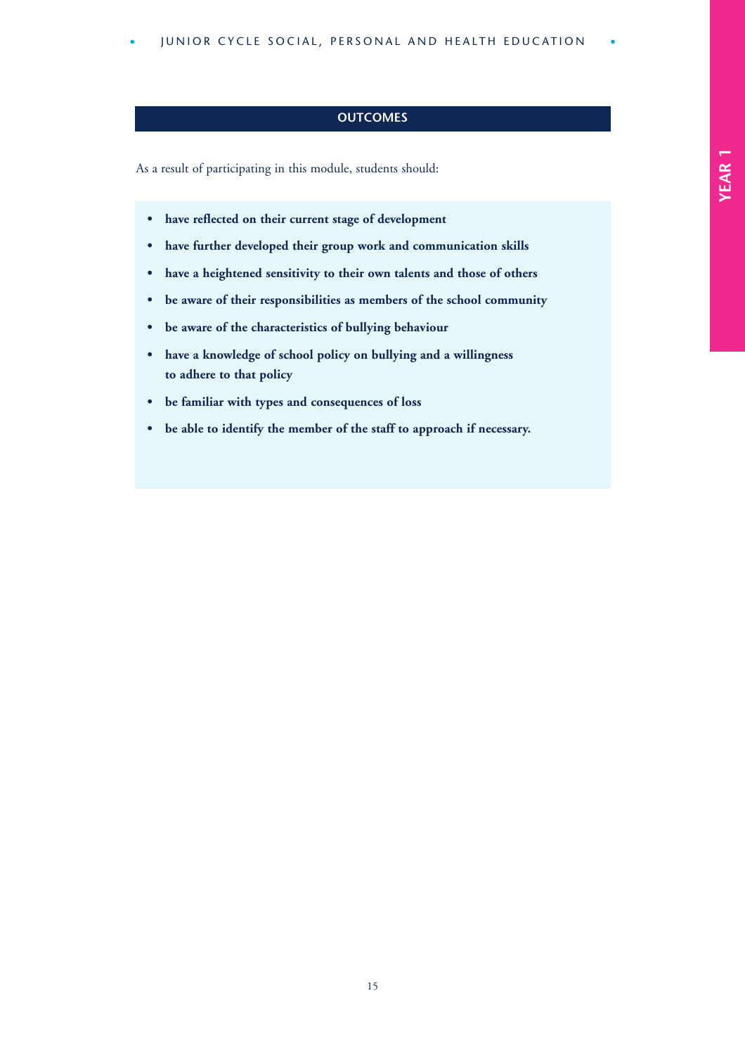## OUTCOMES

As a result of participating in this module, students should:

- **have reflected on their current stage of development**
- **have further developed their group work and communication skills**
- **have a heightened sensitivity to their own talents and those of others**
- **be aware of their responsibilities as members of the school community**
- **be aware of the characteristics of bullying behaviour**
- **have a knowledge of school policy on bullying and a willingness to adhere to that policy**
- **be familiar with types and consequences of loss**
- **be able to identify the member of the staff to approach if necessary.**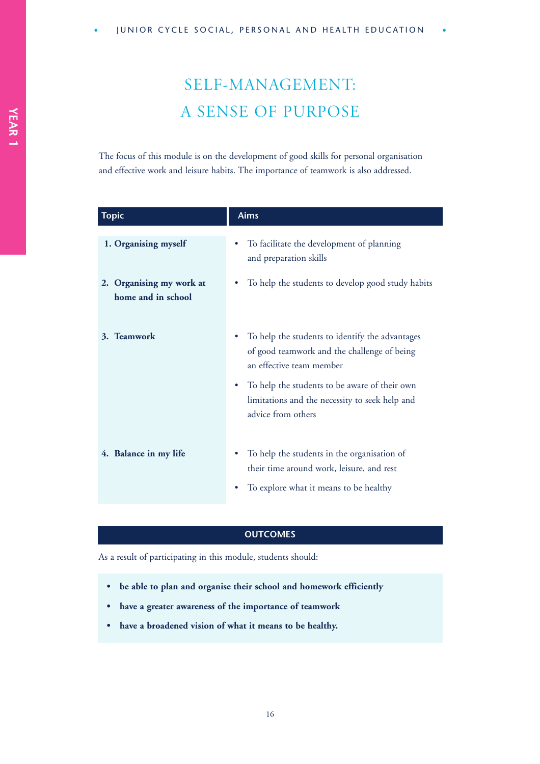# SELF-MANAGEMENT: A SENSE OF PURPOSE

The focus of this module is on the development of good skills for personal organisation and effective work and leisure habits. The importance of teamwork is also addressed.

| Topic | Aims |
|---|---|
| **1. Organising myself** | • To facilitate the development of planning and preparation skills |
| **2. Organising my work at home and in school** | • To help the students to develop good study habits |
| **3. Teamwork** | • To help the students to identify the advantages of good teamwork and the challenge of being an effective team member<br>• To help the students to be aware of their own limitations and the necessity to seek help and advice from others |
| **4. Balance in my life** | • To help the students in the organisation of their time around work, leisure, and rest<br>• To explore what it means to be healthy |

## OUTCOMES

As a result of participating in this module, students should:

- **be able to plan and organise their school and homework efficiently**
- **have a greater awareness of the importance of teamwork**
- **have a broadened vision of what it means to be healthy.**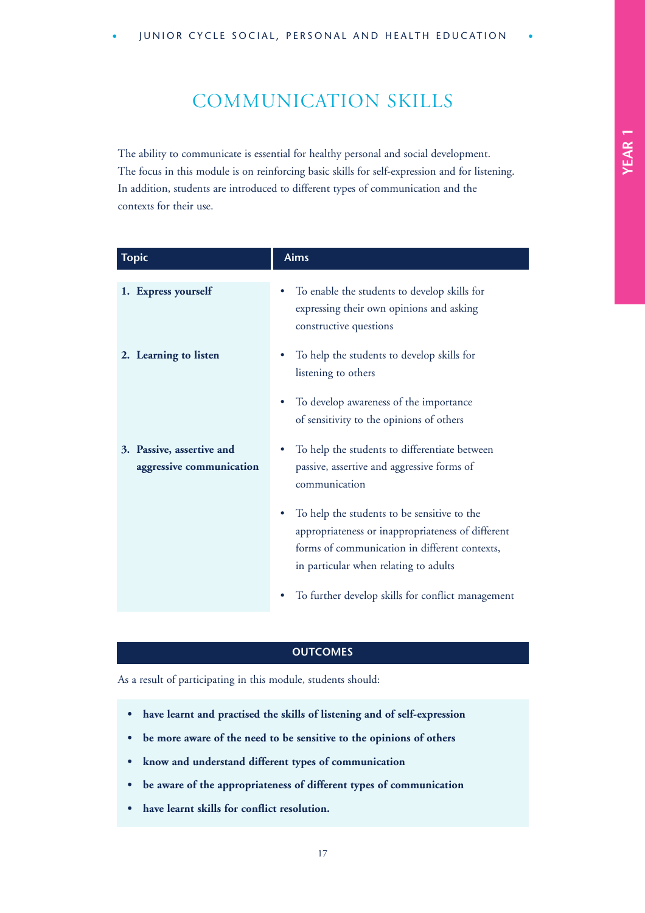# COMMUNICATION SKILLS

The ability to communicate is essential for healthy personal and social development. The focus in this module is on reinforcing basic skills for self-expression and for listening. In addition, students are introduced to different types of communication and the contexts for their use.

| Topic | Aims |
|---|---|
| **1. Express yourself** | • To enable the students to develop skills for expressing their own opinions and asking constructive questions |
| **2. Learning to listen** | • To help the students to develop skills for listening to others<br>• To develop awareness of the importance of sensitivity to the opinions of others |
| **3. Passive, assertive and aggressive communication** | • To help the students to differentiate between passive, assertive and aggressive forms of communication<br>• To help the students to be sensitive to the appropriateness or inappropriateness of different forms of communication in different contexts, in particular when relating to adults<br>• To further develop skills for conflict management |

## OUTCOMES

As a result of participating in this module, students should:

- **have learnt and practised the skills of listening and of self-expression**
- **be more aware of the need to be sensitive to the opinions of others**
- **know and understand different types of communication**
- **be aware of the appropriateness of different types of communication**
- **have learnt skills for conflict resolution.**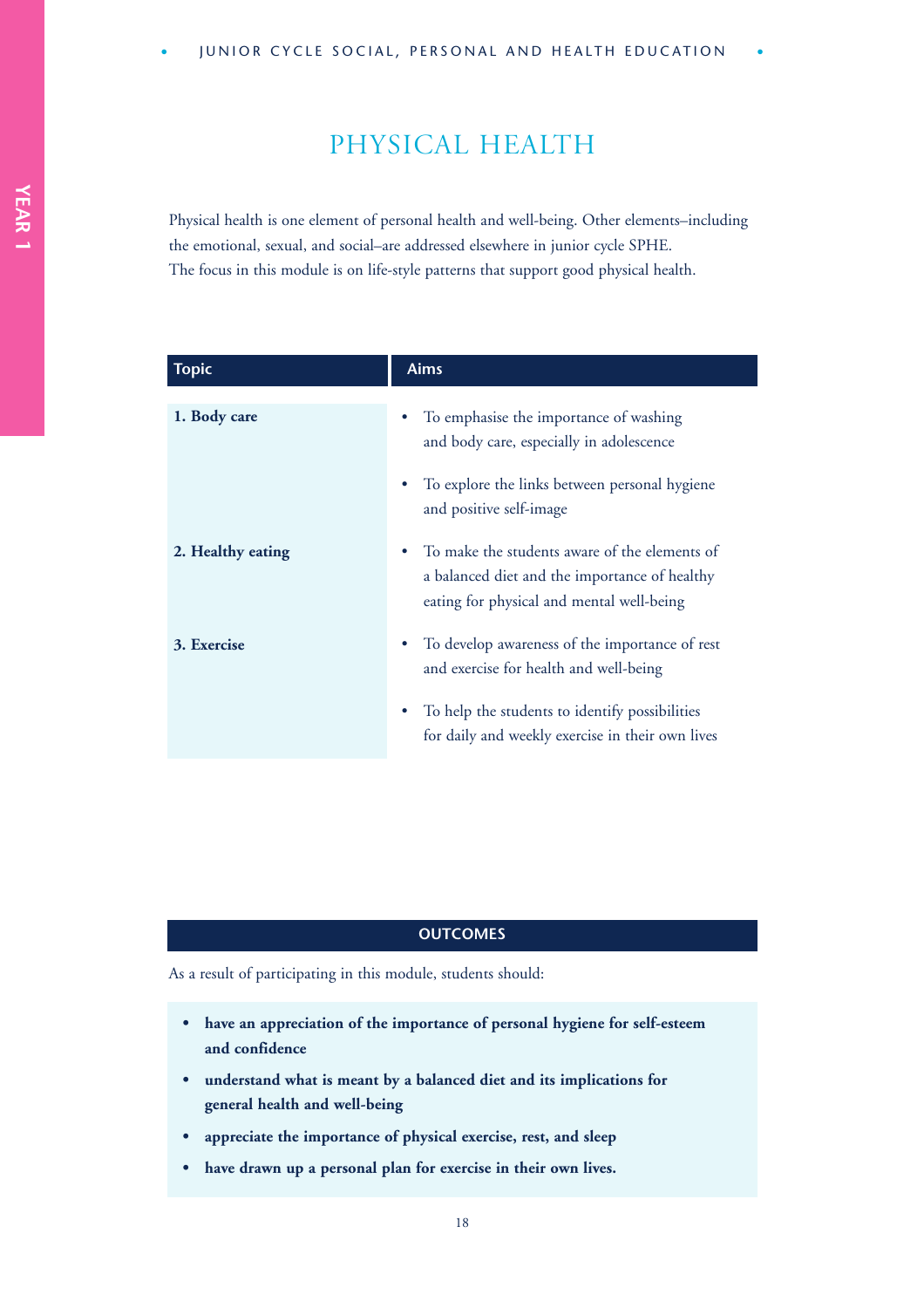# PHYSICAL HEALTH

Physical health is one element of personal health and well-being. Other elements–including the emotional, sexual, and social–are addressed elsewhere in junior cycle SPHE. The focus in this module is on life-style patterns that support good physical health.

| Topic | Aims |
|---|---|
| **1. Body care** | • To emphasise the importance of washing and body care, especially in adolescence<br>• To explore the links between personal hygiene and positive self-image |
| **2. Healthy eating** | • To make the students aware of the elements of a balanced diet and the importance of healthy eating for physical and mental well-being |
| **3. Exercise** | • To develop awareness of the importance of rest and exercise for health and well-being<br>• To help the students to identify possibilities for daily and weekly exercise in their own lives |

## OUTCOMES

As a result of participating in this module, students should:

- **have an appreciation of the importance of personal hygiene for self-esteem and confidence**
- **understand what is meant by a balanced diet and its implications for general health and well-being**
- **appreciate the importance of physical exercise, rest, and sleep**
- **have drawn up a personal plan for exercise in their own lives.**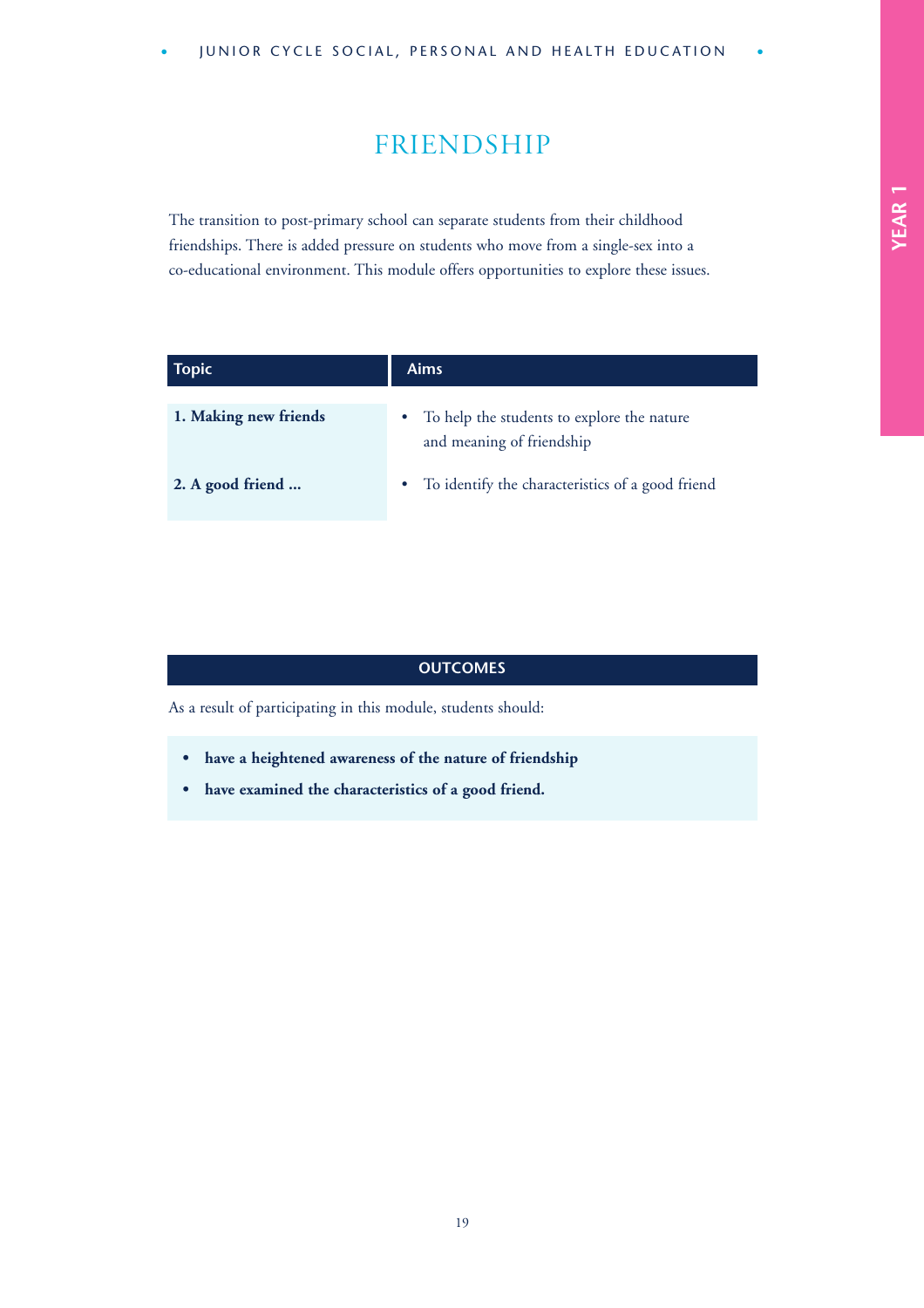# FRIENDSHIP

The transition to post-primary school can separate students from their childhood friendships. There is added pressure on students who move from a single-sex into a co-educational environment. This module offers opportunities to explore these issues.

| Topic | Aims |
|---|---|
| **1. Making new friends** | • To help the students to explore the nature and meaning of friendship |
| **2. A good friend ...** | • To identify the characteristics of a good friend |

## OUTCOMES

As a result of participating in this module, students should:

- **have a heightened awareness of the nature of friendship**
- **have examined the characteristics of a good friend.**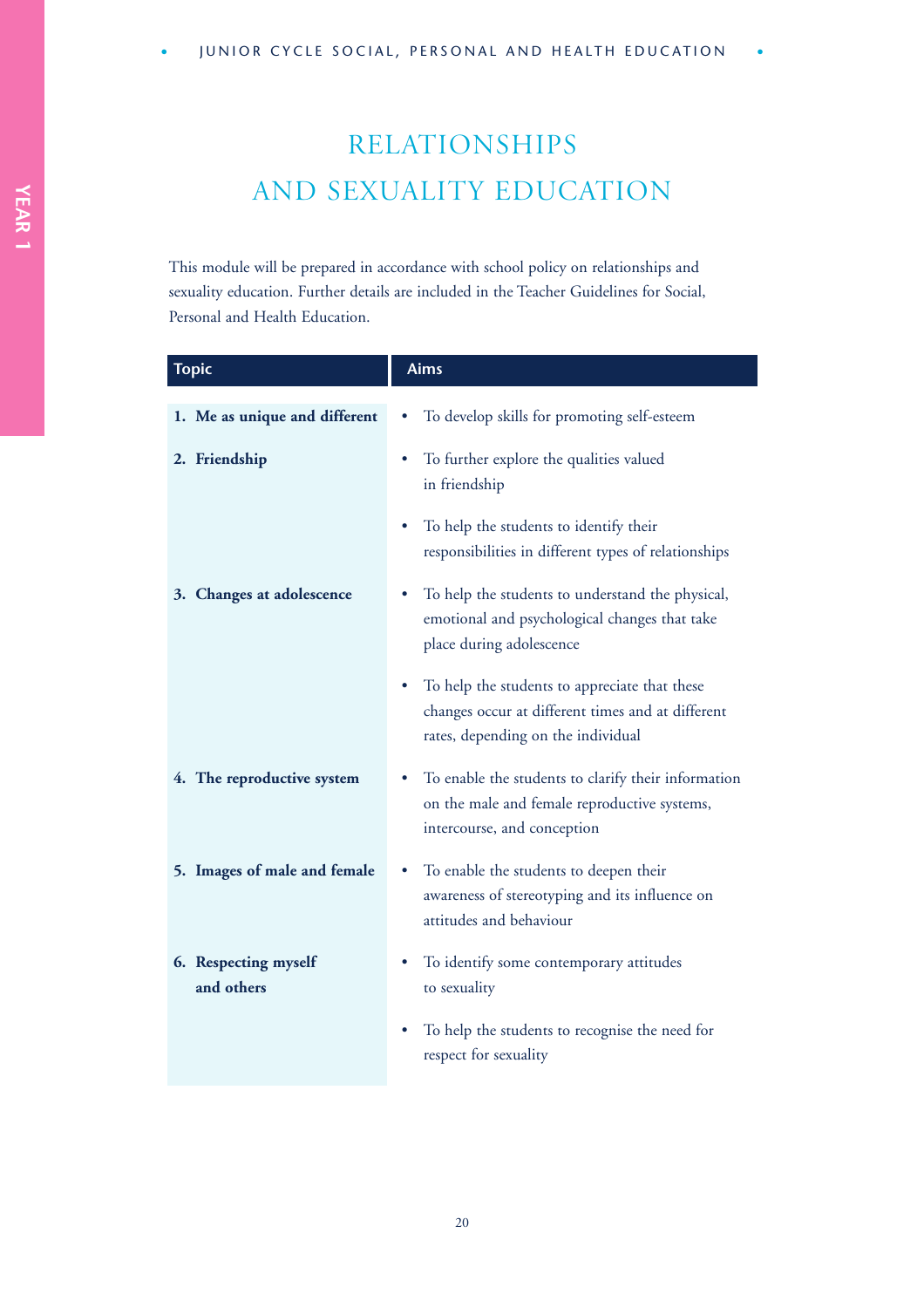# RELATIONSHIPS AND SEXUALITY EDUCATION

This module will be prepared in accordance with school policy on relationships and sexuality education. Further details are included in the Teacher Guidelines for Social, Personal and Health Education.

| Topic | Aims |
|---|---|
| **1. Me as unique and different** | • To develop skills for promoting self-esteem |
| **2. Friendship** | • To further explore the qualities valued in friendship<br>• To help the students to identify their responsibilities in different types of relationships |
| **3. Changes at adolescence** | • To help the students to understand the physical, emotional and psychological changes that take place during adolescence<br>• To help the students to appreciate that these changes occur at different times and at different rates, depending on the individual |
| **4. The reproductive system** | • To enable the students to clarify their information on the male and female reproductive systems, intercourse, and conception |
| **5. Images of male and female** | • To enable the students to deepen their awareness of stereotyping and its influence on attitudes and behaviour |
| **6. Respecting myself and others** | • To identify some contemporary attitudes to sexuality<br>• To help the students to recognise the need for respect for sexuality |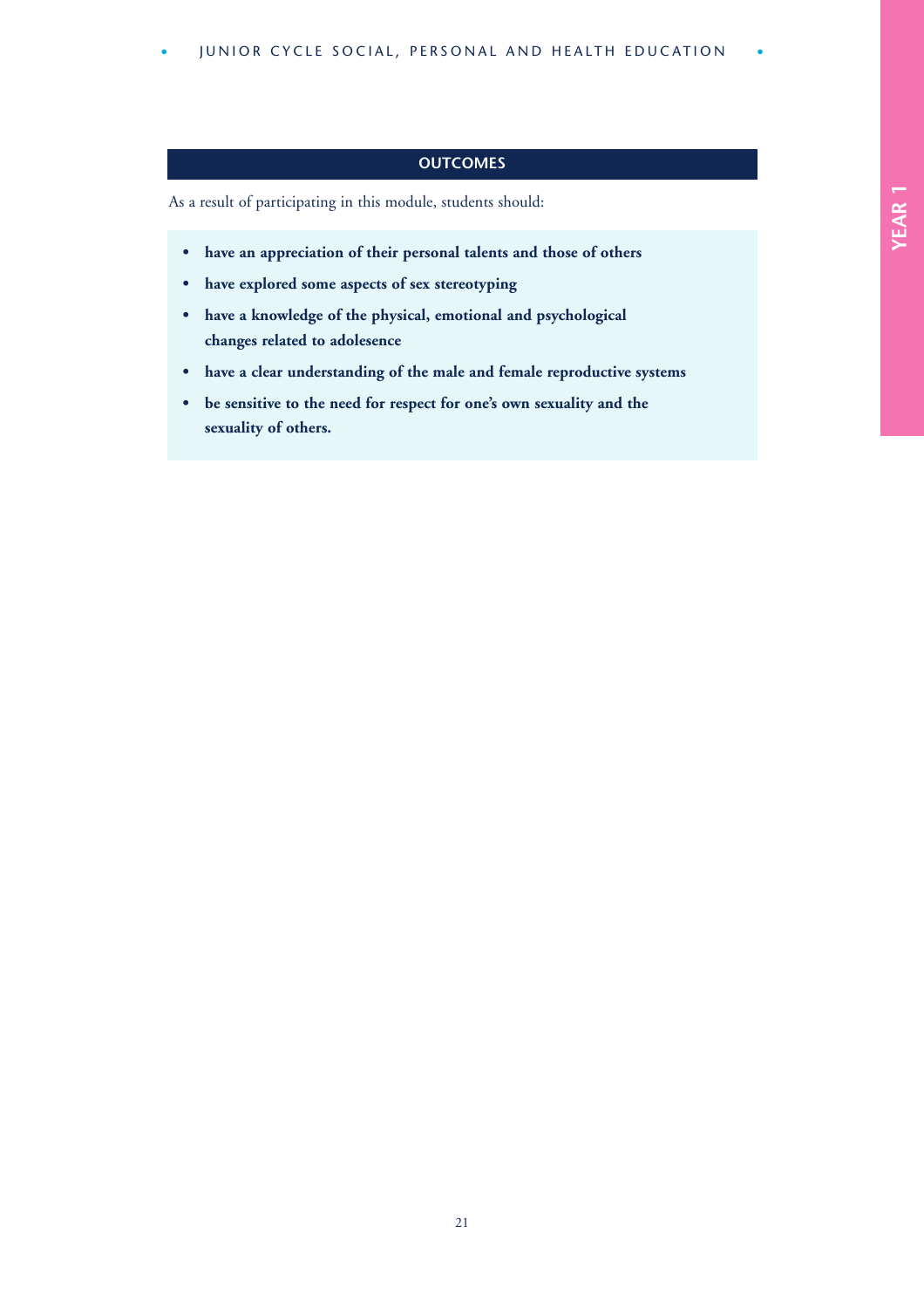## OUTCOMES

As a result of participating in this module, students should:

- **have an appreciation of their personal talents and those of others**
- **have explored some aspects of sex stereotyping**
- **have a knowledge of the physical, emotional and psychological changes related to adolesence**
- **have a clear understanding of the male and female reproductive systems**
- **be sensitive to the need for respect for one's own sexuality and the sexuality of others.**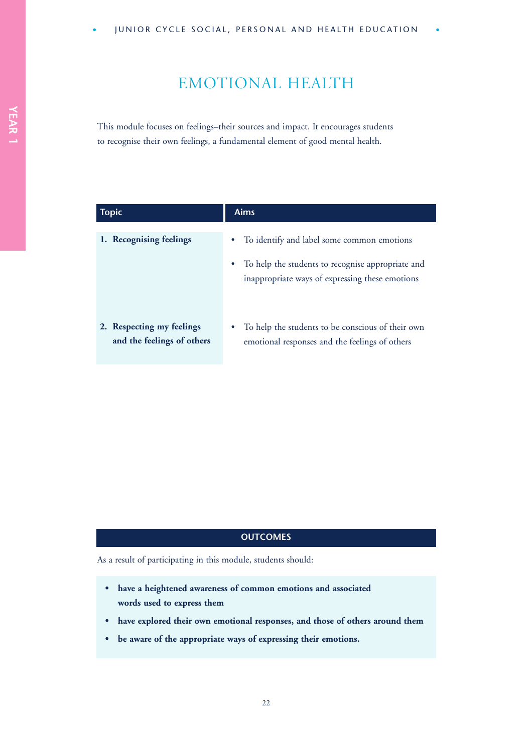# EMOTIONAL HEALTH

This module focuses on feelings–their sources and impact. It encourages students to recognise their own feelings, a fundamental element of good mental health.

| Topic | Aims |
|---|---|
| **1. Recognising feelings** | • To identify and label some common emotions<br>• To help the students to recognise appropriate and inappropriate ways of expressing these emotions |
| **2. Respecting my feelings and the feelings of others** | • To help the students to be conscious of their own emotional responses and the feelings of others |

## OUTCOMES

As a result of participating in this module, students should:

- **have a heightened awareness of common emotions and associated words used to express them**
- **have explored their own emotional responses, and those of others around them**
- **be aware of the appropriate ways of expressing their emotions.**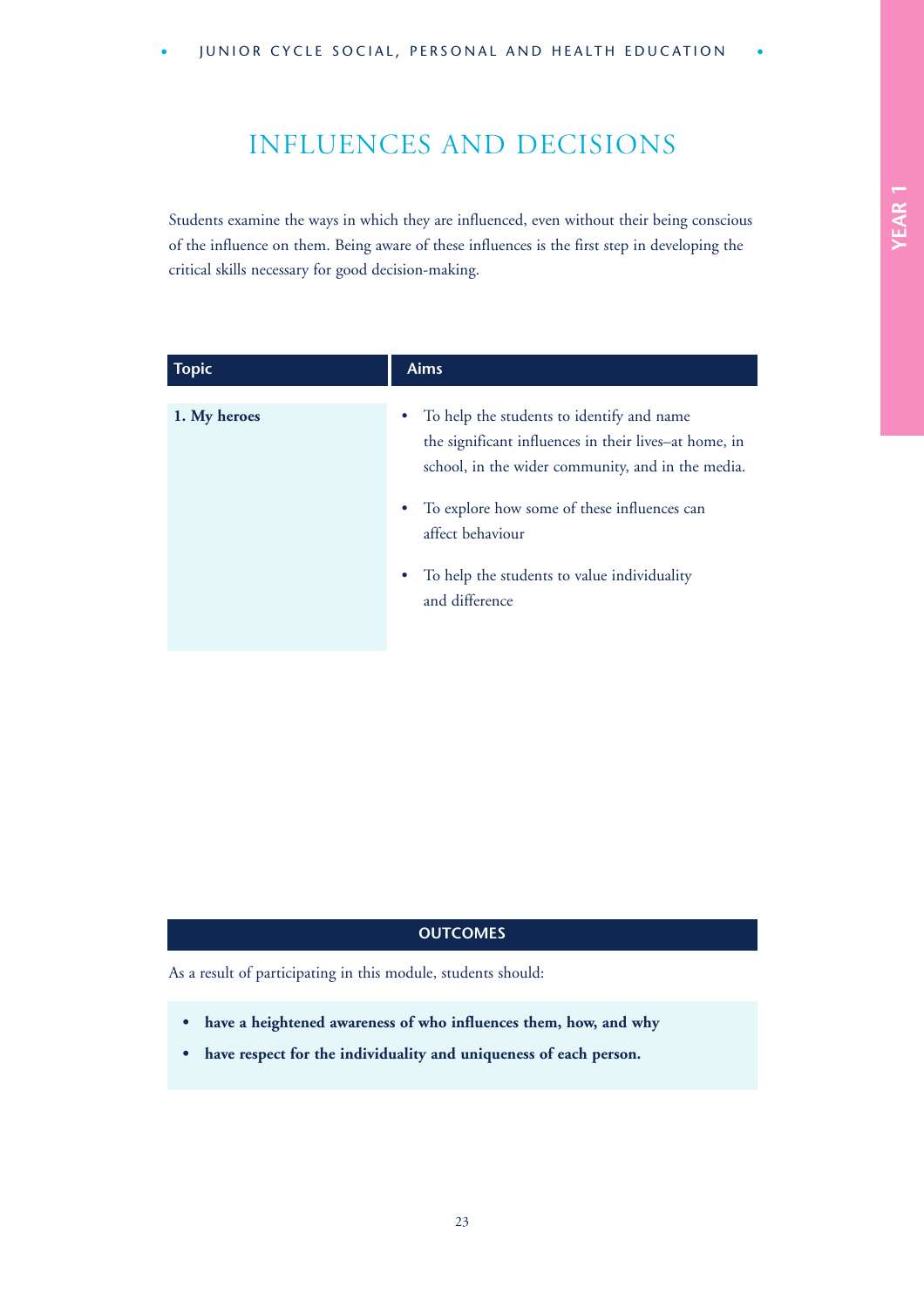# INFLUENCES AND DECISIONS

Students examine the ways in which they are influenced, even without their being conscious of the influence on them. Being aware of these influences is the first step in developing the critical skills necessary for good decision-making.

| Topic | Aims |
|---|---|
| **1. My heroes** | • To help the students to identify and name the significant influences in their lives–at home, in school, in the wider community, and in the media.<br>• To explore how some of these influences can affect behaviour<br>• To help the students to value individuality and difference |

## OUTCOMES

As a result of participating in this module, students should:

- **have a heightened awareness of who influences them, how, and why**
- **have respect for the individuality and uniqueness of each person.**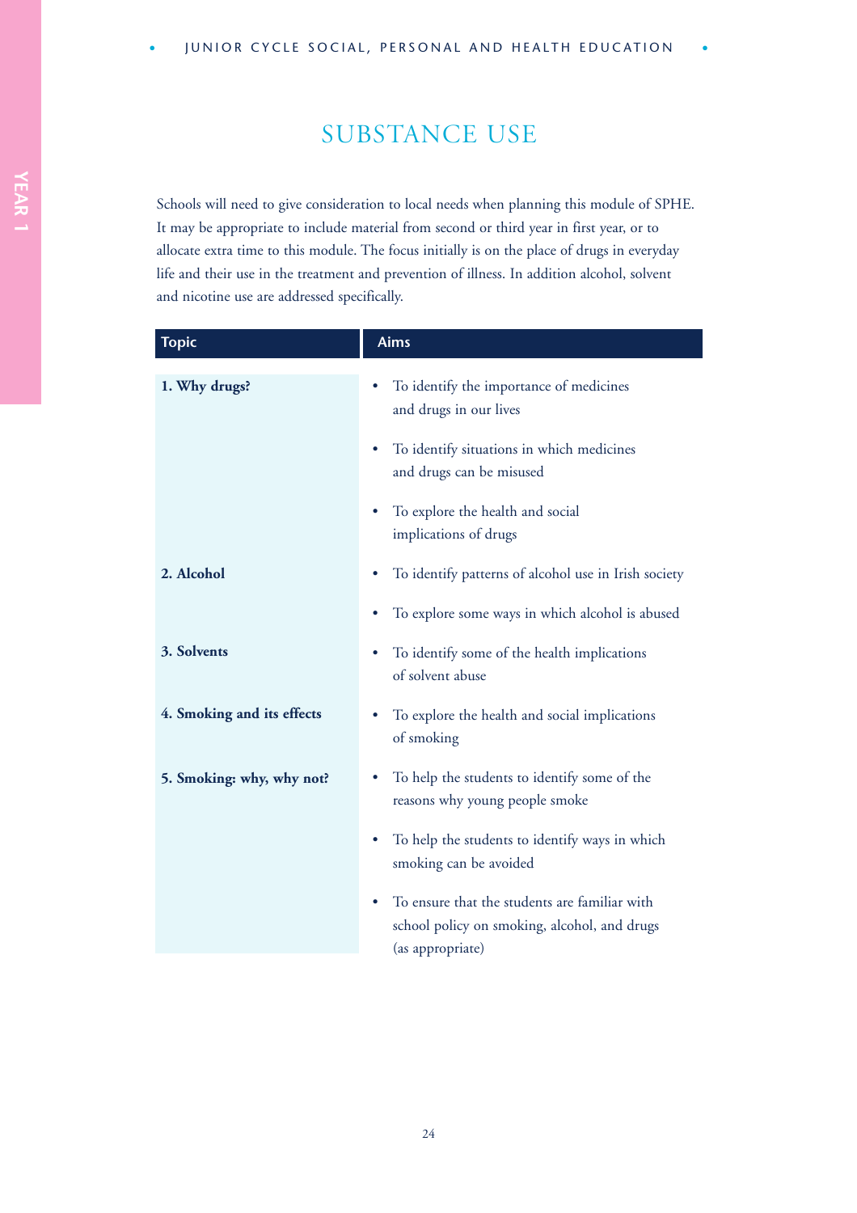# SUBSTANCE USE

Schools will need to give consideration to local needs when planning this module of SPHE. It may be appropriate to include material from second or third year in first year, or to allocate extra time to this module. The focus initially is on the place of drugs in everyday life and their use in the treatment and prevention of illness. In addition alcohol, solvent and nicotine use are addressed specifically.

| Topic | Aims |
|---|---|
| **1. Why drugs?** | • To identify the importance of medicines and drugs in our lives<br>• To identify situations in which medicines and drugs can be misused<br>• To explore the health and social implications of drugs |
| **2. Alcohol** | • To identify patterns of alcohol use in Irish society<br>• To explore some ways in which alcohol is abused |
| **3. Solvents** | • To identify some of the health implications of solvent abuse |
| **4. Smoking and its effects** | • To explore the health and social implications of smoking |
| **5. Smoking: why, why not?** | • To help the students to identify some of the reasons why young people smoke<br>• To help the students to identify ways in which smoking can be avoided<br>• To ensure that the students are familiar with school policy on smoking, alcohol, and drugs (as appropriate) |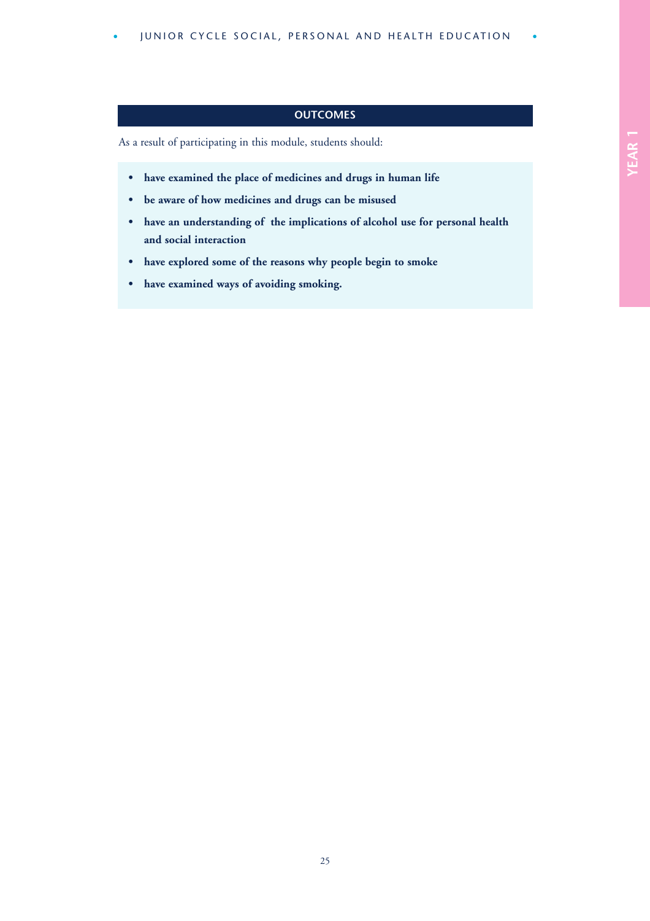## OUTCOMES

As a result of participating in this module, students should:

- **have examined the place of medicines and drugs in human life**
- **be aware of how medicines and drugs can be misused**
- **have an understanding of the implications of alcohol use for personal health and social interaction**
- **have explored some of the reasons why people begin to smoke**
- **have examined ways of avoiding smoking.**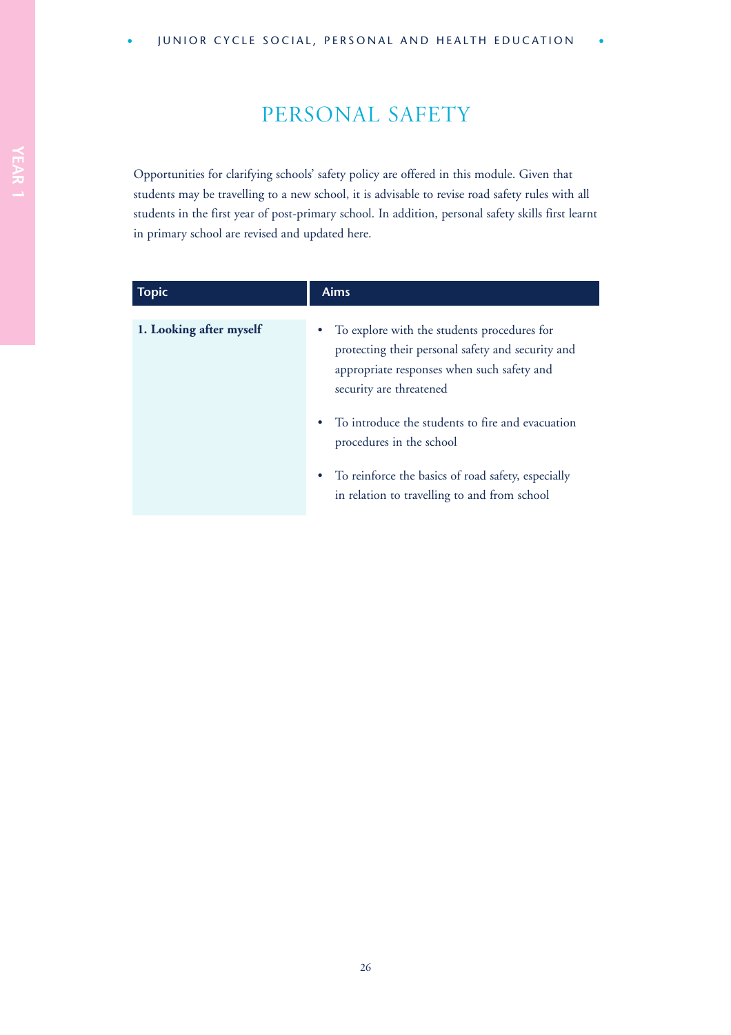# PERSONAL SAFETY

Opportunities for clarifying schools' safety policy are offered in this module. Given that students may be travelling to a new school, it is advisable to revise road safety rules with all students in the first year of post-primary school. In addition, personal safety skills first learnt in primary school are revised and updated here.

| Topic | Aims |
| --- | --- |
| **1. Looking after myself** | • To explore with the students procedures for protecting their personal safety and security and appropriate responses when such safety and security are threatened<br>• To introduce the students to fire and evacuation procedures in the school<br>• To reinforce the basics of road safety, especially in relation to travelling to and from school |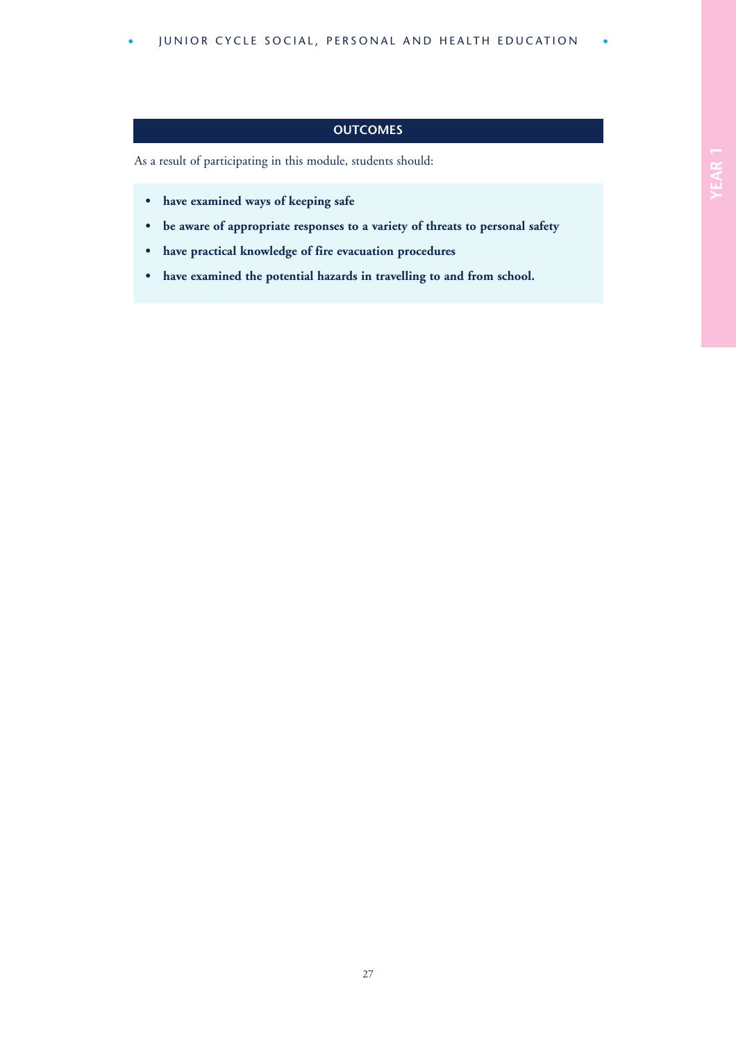## OUTCOMES

As a result of participating in this module, students should:

- **have examined ways of keeping safe**
- **be aware of appropriate responses to a variety of threats to personal safety**
- **have practical knowledge of fire evacuation procedures**
- **have examined the potential hazards in travelling to and from school.**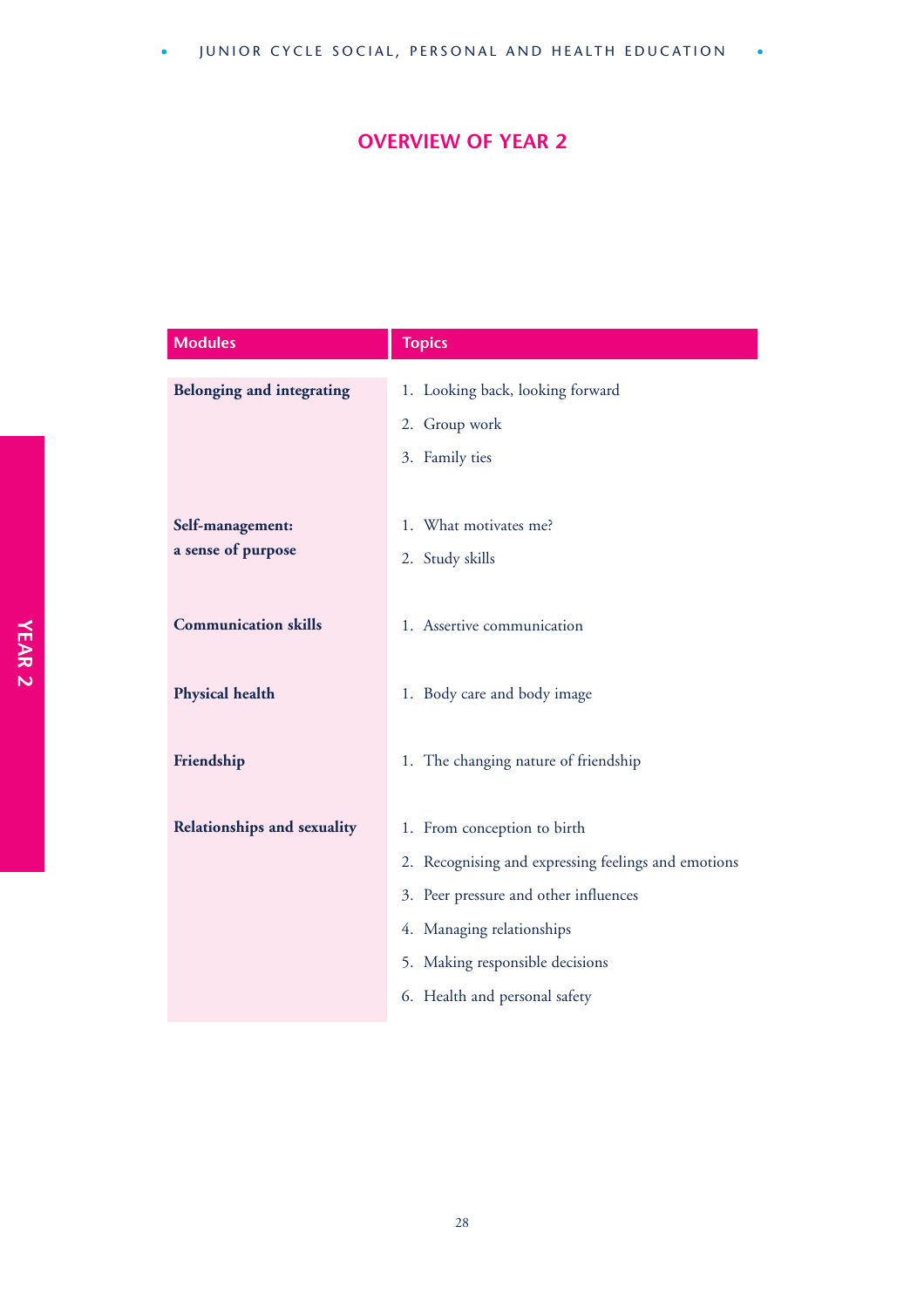## OVERVIEW OF YEAR 2

| Modules | Topics |
| --- | --- |
| **Belonging and integrating** | 1. Looking back, looking forward<br>2. Group work<br>3. Family ties |
| **Self-management: a sense of purpose** | 1. What motivates me?<br>2. Study skills |
| **Communication skills** | 1. Assertive communication |
| **Physical health** | 1. Body care and body image |
| **Friendship** | 1. The changing nature of friendship |
| **Relationships and sexuality** | 1. From conception to birth<br>2. Recognising and expressing feelings and emotions<br>3. Peer pressure and other influences<br>4. Managing relationships<br>5. Making responsible decisions<br>6. Health and personal safety |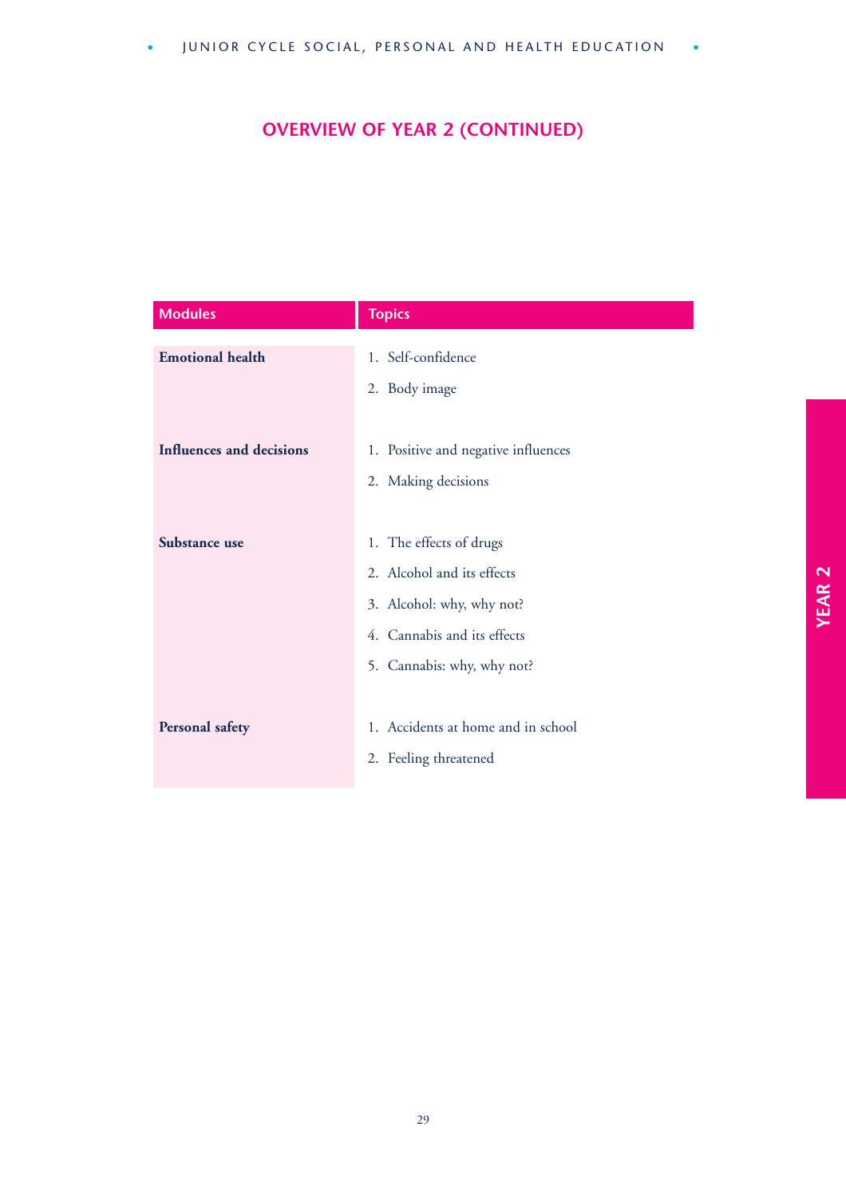## OVERVIEW OF YEAR 2 (CONTINUED)

| Modules | Topics |
|---|---|
| **Emotional health** | 1. Self-confidence<br>2. Body image |
| **Influences and decisions** | 1. Positive and negative influences<br>2. Making decisions |
| **Substance use** | 1. The effects of drugs<br>2. Alcohol and its effects<br>3. Alcohol: why, why not?<br>4. Cannabis and its effects<br>5. Cannabis: why, why not? |
| **Personal safety** | 1. Accidents at home and in school<br>2. Feeling threatened |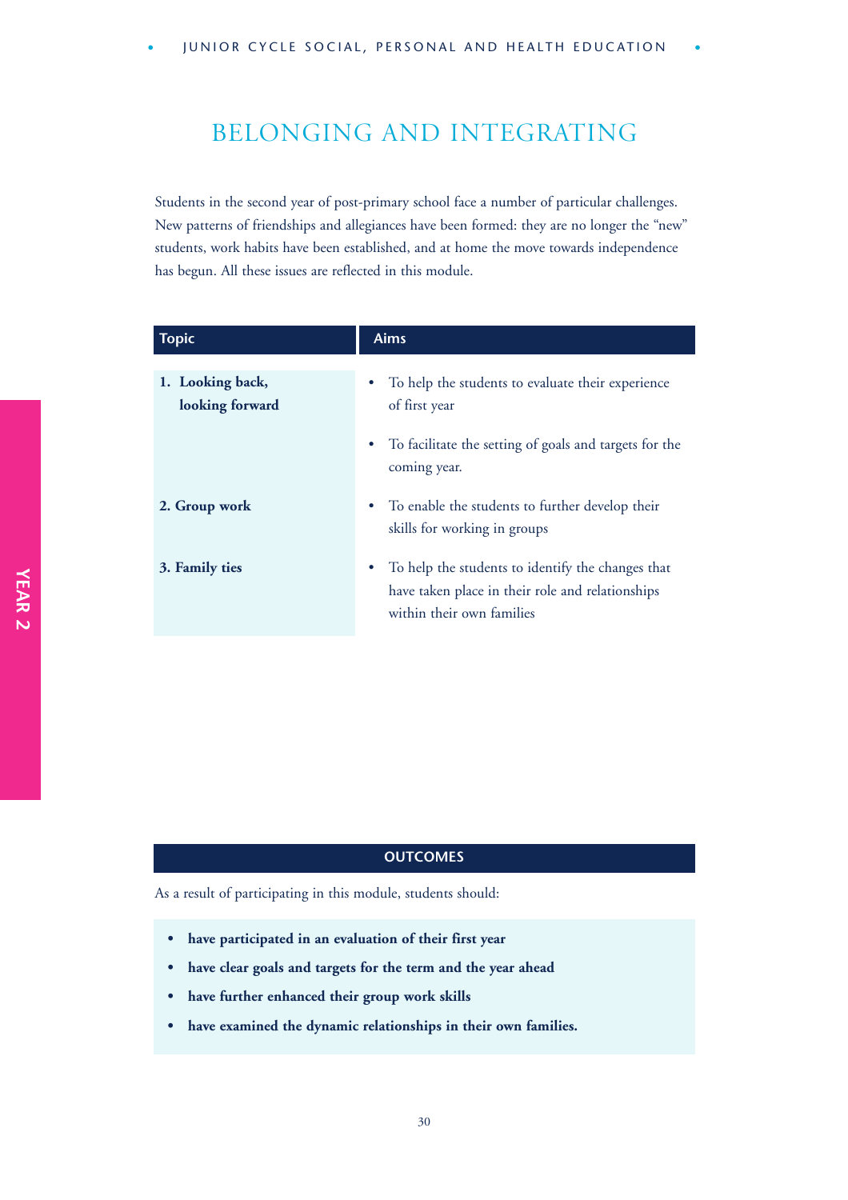# BELONGING AND INTEGRATING

Students in the second year of post-primary school face a number of particular challenges. New patterns of friendships and allegiances have been formed: they are no longer the "new" students, work habits have been established, and at home the move towards independence has begun. All these issues are reflected in this module.

| Topic | Aims |
|---|---|
| **1. Looking back, looking forward** | • To help the students to evaluate their experience of first year<br>• To facilitate the setting of goals and targets for the coming year. |
| **2. Group work** | • To enable the students to further develop their skills for working in groups |
| **3. Family ties** | • To help the students to identify the changes that have taken place in their role and relationships within their own families |

## OUTCOMES

As a result of participating in this module, students should:

- **have participated in an evaluation of their first year**
- **have clear goals and targets for the term and the year ahead**
- **have further enhanced their group work skills**
- **have examined the dynamic relationships in their own families.**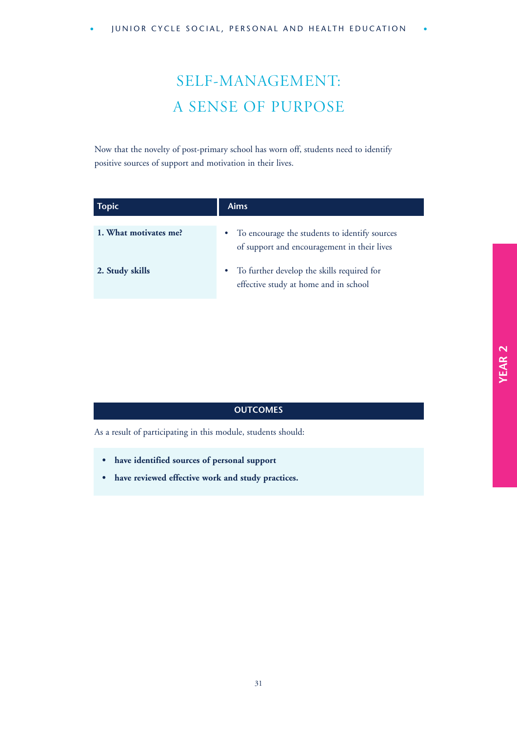# SELF-MANAGEMENT: A SENSE OF PURPOSE

Now that the novelty of post-primary school has worn off, students need to identify positive sources of support and motivation in their lives.

| Topic | Aims |
|---|---|
| **1. What motivates me?** | • To encourage the students to identify sources of support and encouragement in their lives |
| **2. Study skills** | • To further develop the skills required for effective study at home and in school |

## OUTCOMES

As a result of participating in this module, students should:

- **have identified sources of personal support**
- **have reviewed effective work and study practices.**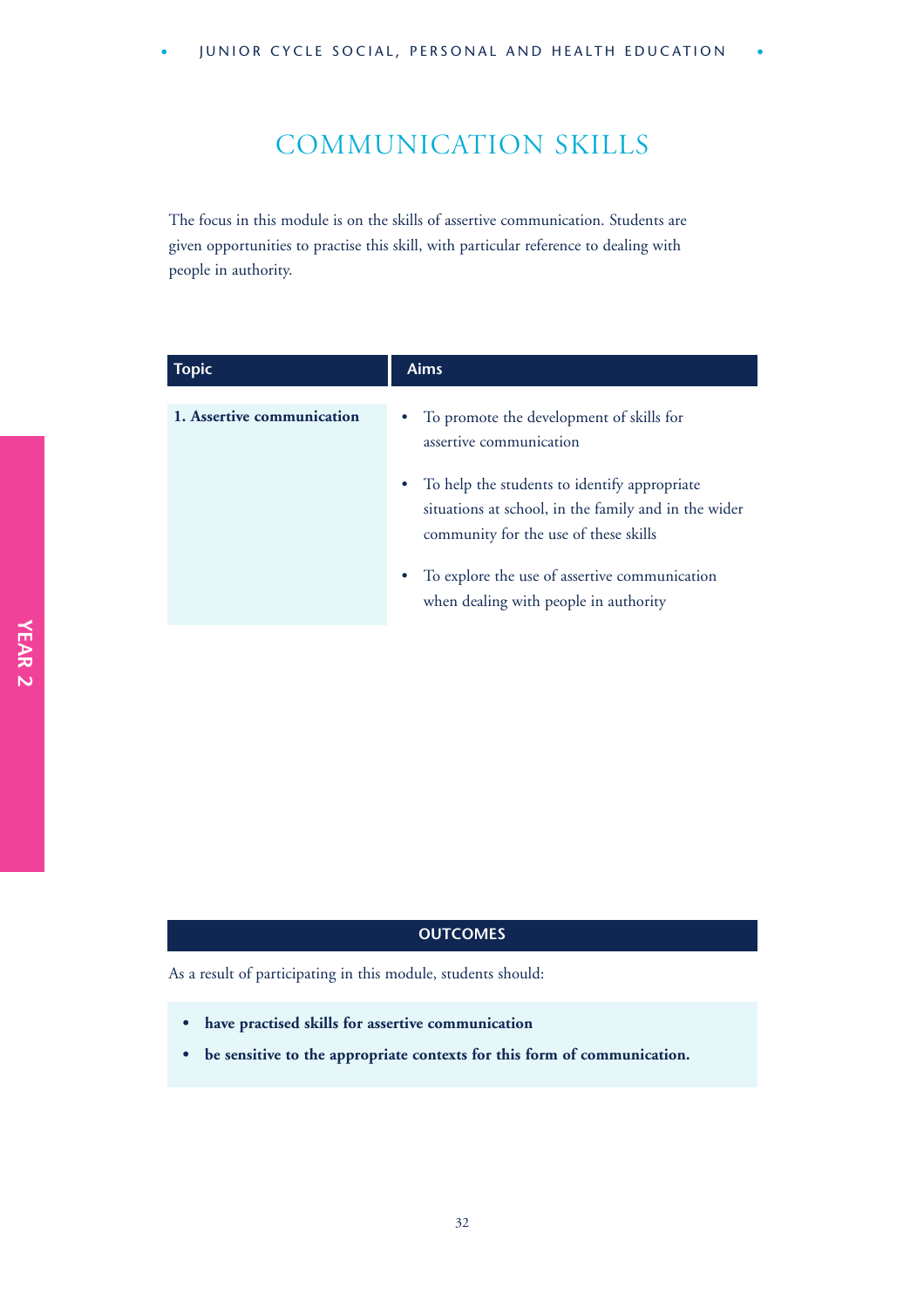# COMMUNICATION SKILLS

The focus in this module is on the skills of assertive communication. Students are given opportunities to practise this skill, with particular reference to dealing with people in authority.

| Topic | Aims |
|---|---|
| **1. Assertive communication** | • To promote the development of skills for assertive communication<br>• To help the students to identify appropriate situations at school, in the family and in the wider community for the use of these skills<br>• To explore the use of assertive communication when dealing with people in authority |

YEAR 2

## OUTCOMES

As a result of participating in this module, students should:

- **have practised skills for assertive communication**
- **be sensitive to the appropriate contexts for this form of communication.**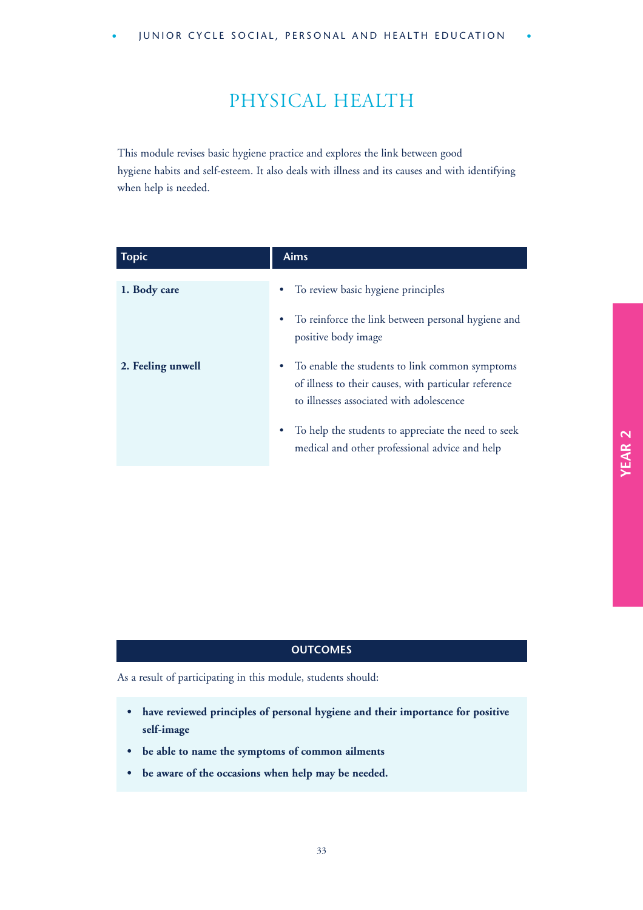# PHYSICAL HEALTH

This module revises basic hygiene practice and explores the link between good hygiene habits and self-esteem. It also deals with illness and its causes and with identifying when help is needed.

| Topic | Aims |
|---|---|
| **1. Body care** | • To review basic hygiene principles<br>• To reinforce the link between personal hygiene and positive body image |
| **2. Feeling unwell** | • To enable the students to link common symptoms of illness to their causes, with particular reference to illnesses associated with adolescence<br>• To help the students to appreciate the need to seek medical and other professional advice and help |

## OUTCOMES

As a result of participating in this module, students should:

- **have reviewed principles of personal hygiene and their importance for positive self-image**
- **be able to name the symptoms of common ailments**
- **be aware of the occasions when help may be needed.**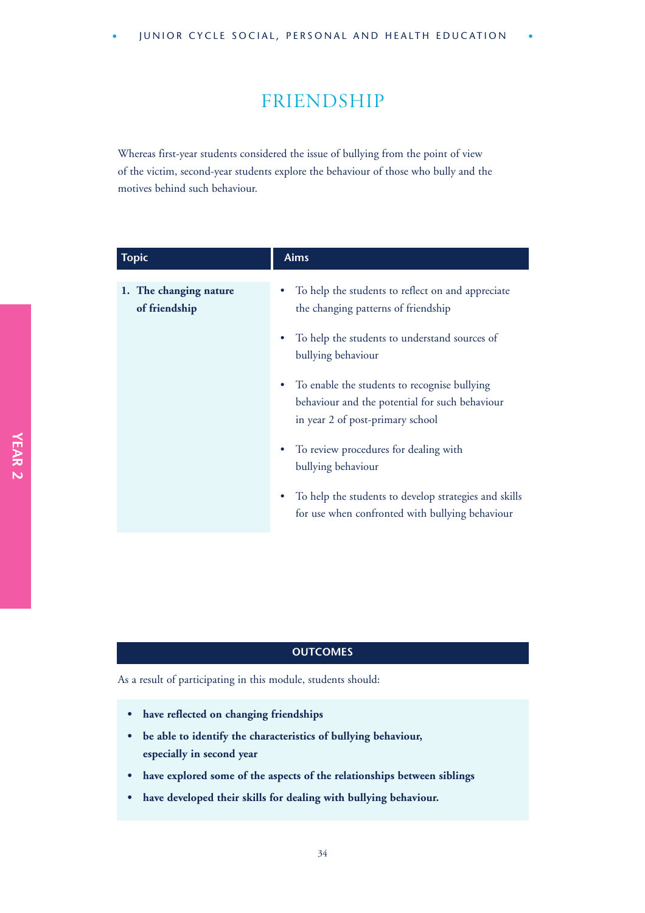# FRIENDSHIP

Whereas first-year students considered the issue of bullying from the point of view of the victim, second-year students explore the behaviour of those who bully and the motives behind such behaviour.

| Topic | Aims |
|---|---|
| **1. The changing nature of friendship** | • To help the students to reflect on and appreciate the changing patterns of friendship<br>• To help the students to understand sources of bullying behaviour<br>• To enable the students to recognise bullying behaviour and the potential for such behaviour in year 2 of post-primary school<br>• To review procedures for dealing with bullying behaviour<br>• To help the students to develop strategies and skills for use when confronted with bullying behaviour |

## OUTCOMES

As a result of participating in this module, students should:

- **have reflected on changing friendships**
- **be able to identify the characteristics of bullying behaviour, especially in second year**
- **have explored some of the aspects of the relationships between siblings**
- **have developed their skills for dealing with bullying behaviour.**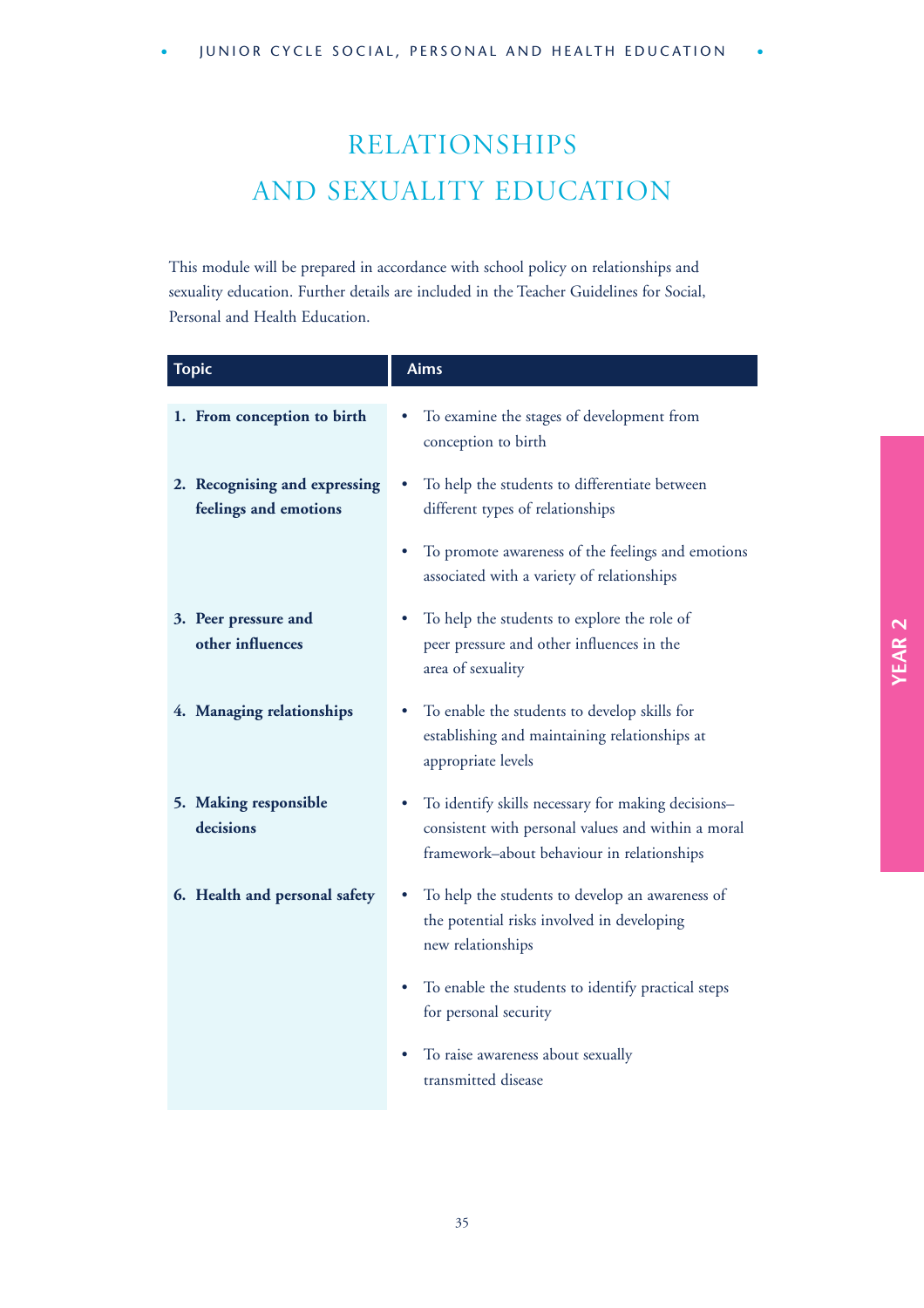# RELATIONSHIPS AND SEXUALITY EDUCATION

This module will be prepared in accordance with school policy on relationships and sexuality education. Further details are included in the Teacher Guidelines for Social, Personal and Health Education.

| Topic | Aims |
|---|---|
| **1. From conception to birth** | • To examine the stages of development from conception to birth |
| **2. Recognising and expressing feelings and emotions** | • To help the students to differentiate between different types of relationships<br>• To promote awareness of the feelings and emotions associated with a variety of relationships |
| **3. Peer pressure and other influences** | • To help the students to explore the role of peer pressure and other influences in the area of sexuality |
| **4. Managing relationships** | • To enable the students to develop skills for establishing and maintaining relationships at appropriate levels |
| **5. Making responsible decisions** | • To identify skills necessary for making decisions–consistent with personal values and within a moral framework–about behaviour in relationships |
| **6. Health and personal safety** | • To help the students to develop an awareness of the potential risks involved in developing new relationships<br>• To enable the students to identify practical steps for personal security<br>• To raise awareness about sexually transmitted disease |

YEAR 2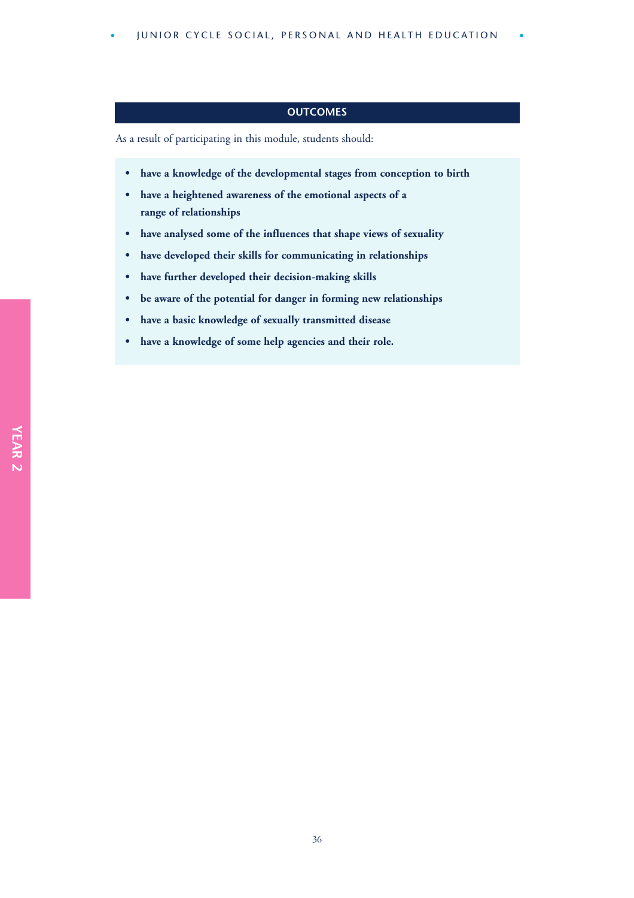## OUTCOMES

As a result of participating in this module, students should:

- **have a knowledge of the developmental stages from conception to birth**
- **have a heightened awareness of the emotional aspects of a range of relationships**
- **have analysed some of the influences that shape views of sexuality**
- **have developed their skills for communicating in relationships**
- **have further developed their decision-making skills**
- **be aware of the potential for danger in forming new relationships**
- **have a basic knowledge of sexually transmitted disease**
- **have a knowledge of some help agencies and their role.**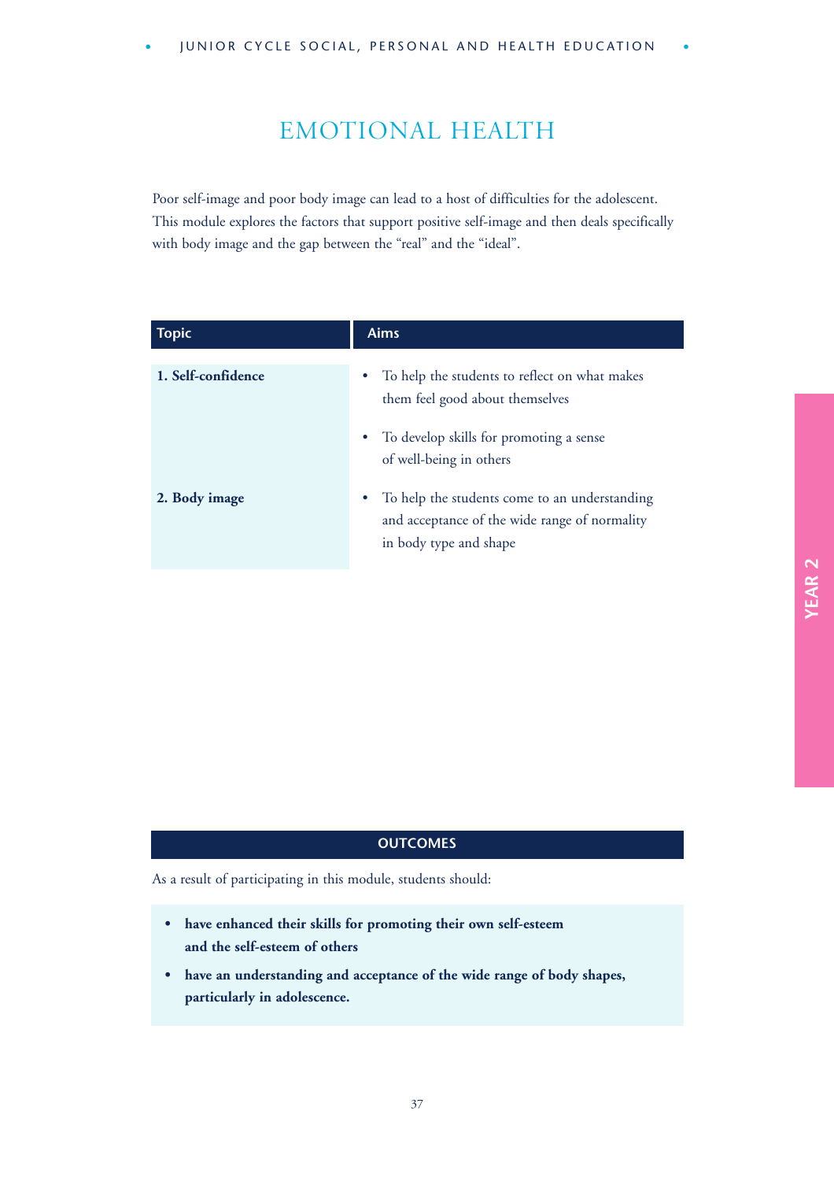# EMOTIONAL HEALTH

Poor self-image and poor body image can lead to a host of difficulties for the adolescent. This module explores the factors that support positive self-image and then deals specifically with body image and the gap between the "real" and the "ideal".

| Topic | Aims |
|---|---|
| **1. Self-confidence** | • To help the students to reflect on what makes them feel good about themselves<br>• To develop skills for promoting a sense of well-being in others |
| **2. Body image** | • To help the students come to an understanding and acceptance of the wide range of normality in body type and shape |

## OUTCOMES

As a result of participating in this module, students should:

- **have enhanced their skills for promoting their own self-esteem and the self-esteem of others**
- **have an understanding and acceptance of the wide range of body shapes, particularly in adolescence.**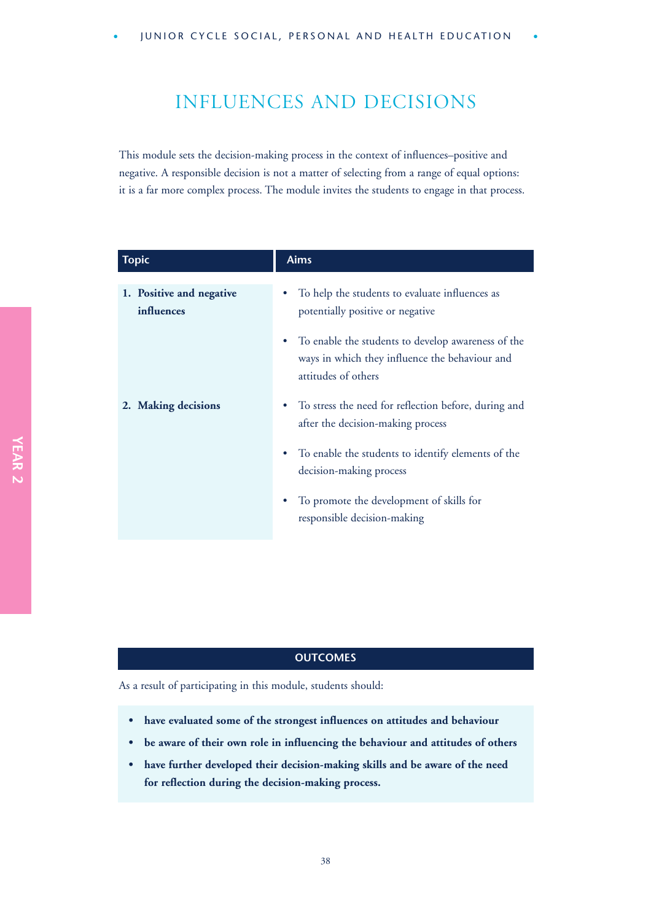# INFLUENCES AND DECISIONS

This module sets the decision-making process in the context of influences–positive and negative. A responsible decision is not a matter of selecting from a range of equal options: it is a far more complex process. The module invites the students to engage in that process.

| Topic | Aims |
|---|---|
| **1. Positive and negative influences** | • To help the students to evaluate influences as potentially positive or negative<br>• To enable the students to develop awareness of the ways in which they influence the behaviour and attitudes of others |
| **2. Making decisions** | • To stress the need for reflection before, during and after the decision-making process<br>• To enable the students to identify elements of the decision-making process<br>• To promote the development of skills for responsible decision-making |

## OUTCOMES

As a result of participating in this module, students should:

- **have evaluated some of the strongest influences on attitudes and behaviour**
- **be aware of their own role in influencing the behaviour and attitudes of others**
- **have further developed their decision-making skills and be aware of the need for reflection during the decision-making process.**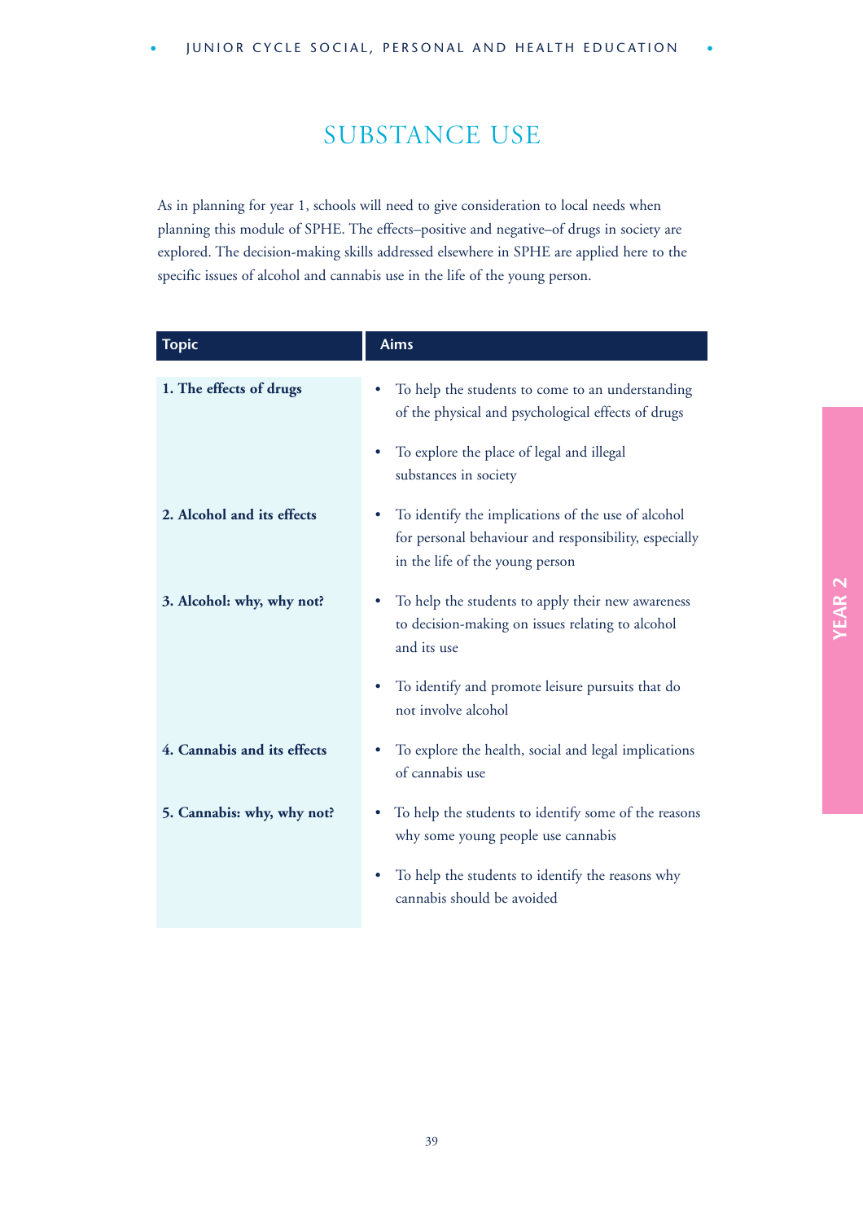# SUBSTANCE USE

As in planning for year 1, schools will need to give consideration to local needs when planning this module of SPHE. The effects–positive and negative–of drugs in society are explored. The decision-making skills addressed elsewhere in SPHE are applied here to the specific issues of alcohol and cannabis use in the life of the young person.

| Topic | Aims |
|---|---|
| **1. The effects of drugs** | • To help the students to come to an understanding of the physical and psychological effects of drugs<br>• To explore the place of legal and illegal substances in society |
| **2. Alcohol and its effects** | • To identify the implications of the use of alcohol for personal behaviour and responsibility, especially in the life of the young person |
| **3. Alcohol: why, why not?** | • To help the students to apply their new awareness to decision-making on issues relating to alcohol and its use<br>• To identify and promote leisure pursuits that do not involve alcohol |
| **4. Cannabis and its effects** | • To explore the health, social and legal implications of cannabis use |
| **5. Cannabis: why, why not?** | • To help the students to identify some of the reasons why some young people use cannabis<br>• To help the students to identify the reasons why cannabis should be avoided |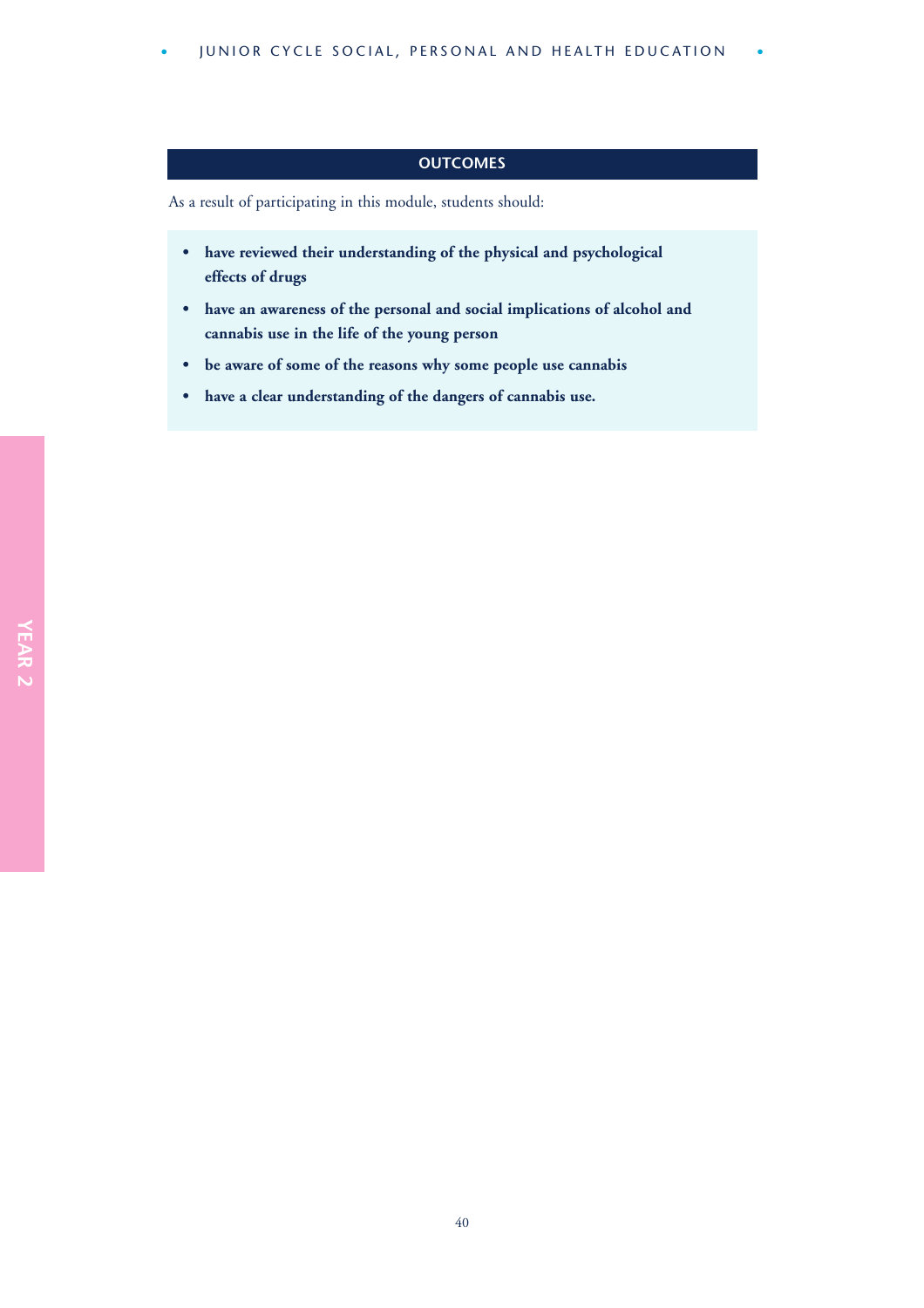## OUTCOMES

As a result of participating in this module, students should:

- **have reviewed their understanding of the physical and psychological effects of drugs**
- **have an awareness of the personal and social implications of alcohol and cannabis use in the life of the young person**
- **be aware of some of the reasons why some people use cannabis**
- **have a clear understanding of the dangers of cannabis use.**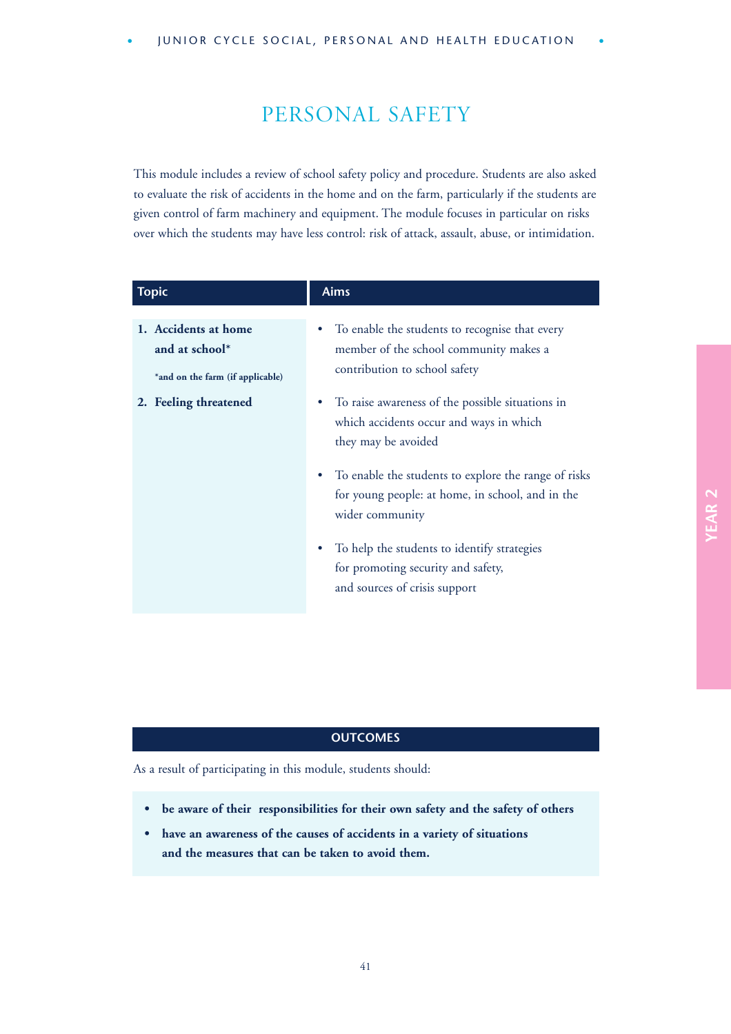# PERSONAL SAFETY

This module includes a review of school safety policy and procedure. Students are also asked to evaluate the risk of accidents in the home and on the farm, particularly if the students are given control of farm machinery and equipment. The module focuses in particular on risks over which the students may have less control: risk of attack, assault, abuse, or intimidation.

| Topic | Aims |
|---|---|
| **1. Accidents at home and at school***<br>***and on the farm (if applicable)**<br><br>**2. Feeling threatened** | • To enable the students to recognise that every member of the school community makes a contribution to school safety<br><br>• To raise awareness of the possible situations in which accidents occur and ways in which they may be avoided<br><br>• To enable the students to explore the range of risks for young people: at home, in school, and in the wider community<br><br>• To help the students to identify strategies for promoting security and safety, and sources of crisis support |

## OUTCOMES

As a result of participating in this module, students should:

- **be aware of their responsibilities for their own safety and the safety of others**
- **have an awareness of the causes of accidents in a variety of situations and the measures that can be taken to avoid them.**

YEAR 2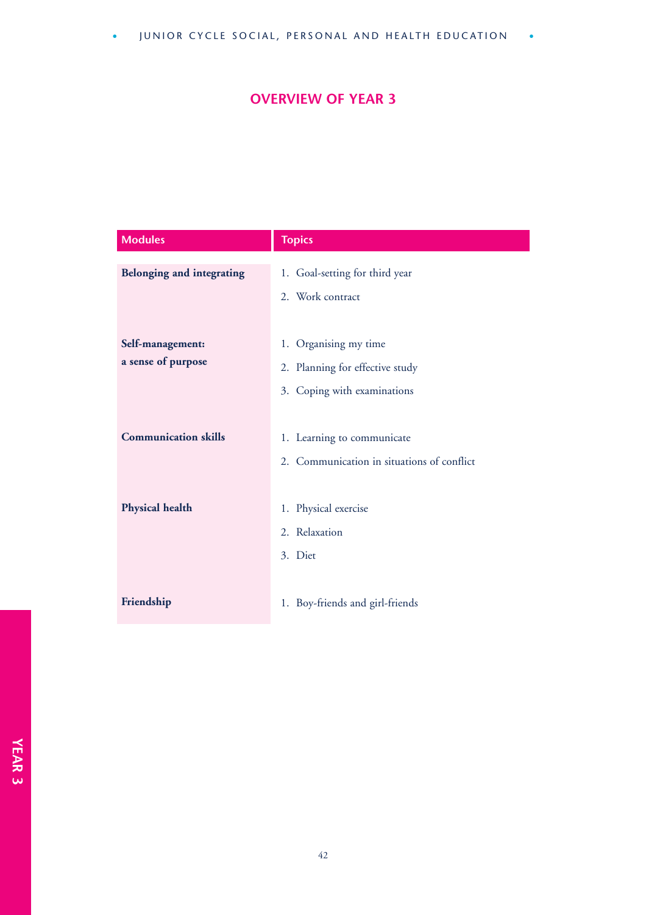## OVERVIEW OF YEAR 3

| Modules | Topics |
|---|---|
| **Belonging and integrating** | 1. Goal-setting for third year<br>2. Work contract |
| **Self-management: a sense of purpose** | 1. Organising my time<br>2. Planning for effective study<br>3. Coping with examinations |
| **Communication skills** | 1. Learning to communicate<br>2. Communication in situations of conflict |
| **Physical health** | 1. Physical exercise<br>2. Relaxation<br>3. Diet |
| **Friendship** | 1. Boy-friends and girl-friends |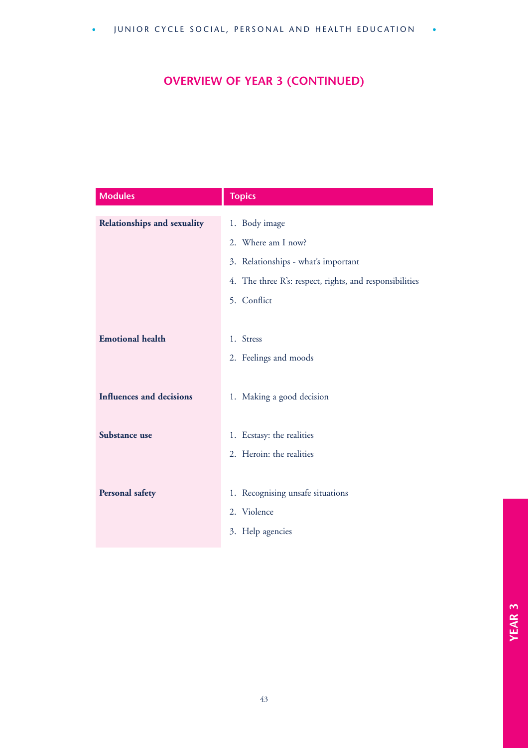## OVERVIEW OF YEAR 3 (CONTINUED)

| Modules | Topics |
| --- | --- |
| **Relationships and sexuality** | 1. Body image<br>2. Where am I now?<br>3. Relationships - what's important<br>4. The three R's: respect, rights, and responsibilities<br>5. Conflict |
| **Emotional health** | 1. Stress<br>2. Feelings and moods |
| **Influences and decisions** | 1. Making a good decision |
| **Substance use** | 1. Ecstasy: the realities<br>2. Heroin: the realities |
| **Personal safety** | 1. Recognising unsafe situations<br>2. Violence<br>3. Help agencies |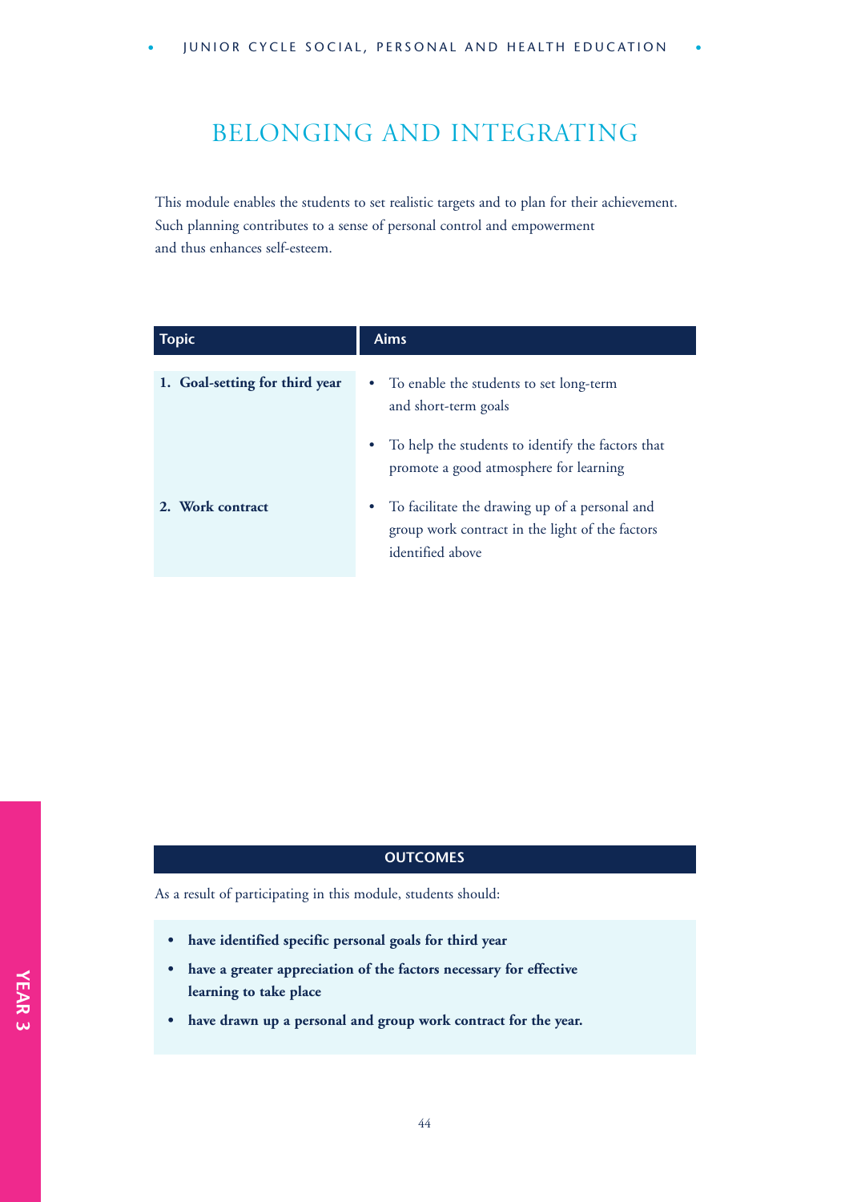# BELONGING AND INTEGRATING

This module enables the students to set realistic targets and to plan for their achievement. Such planning contributes to a sense of personal control and empowerment and thus enhances self-esteem.

| Topic | Aims |
| --- | --- |
| **1. Goal-setting for third year** | • To enable the students to set long-term and short-term goals<br>• To help the students to identify the factors that promote a good atmosphere for learning |
| **2. Work contract** | • To facilitate the drawing up of a personal and group work contract in the light of the factors identified above |

## OUTCOMES

As a result of participating in this module, students should:

- **have identified specific personal goals for third year**
- **have a greater appreciation of the factors necessary for effective learning to take place**
- **have drawn up a personal and group work contract for the year.**

YEAR 3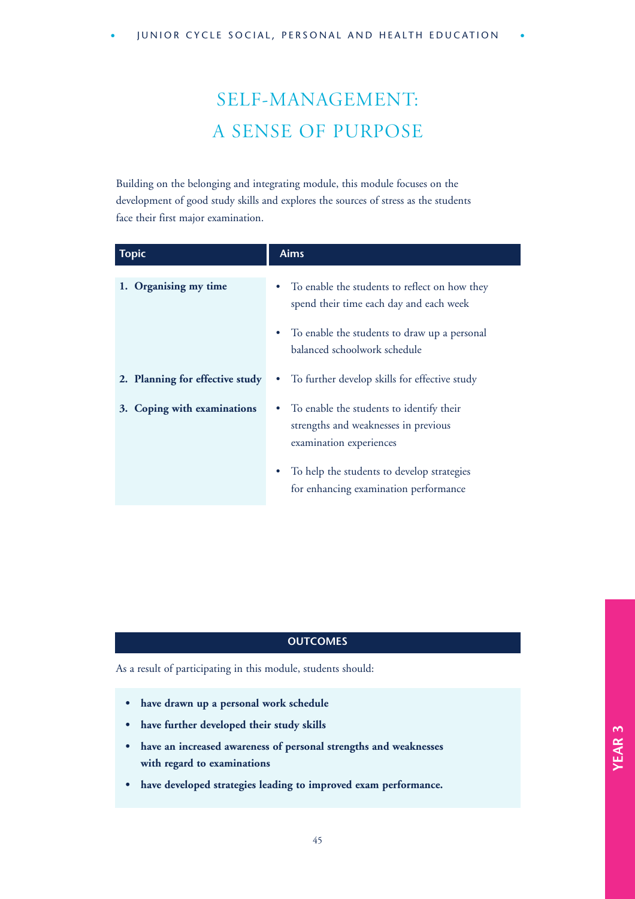# SELF-MANAGEMENT: A SENSE OF PURPOSE

Building on the belonging and integrating module, this module focuses on the development of good study skills and explores the sources of stress as the students face their first major examination.

| Topic | Aims |
|---|---|
| **1. Organising my time** | • To enable the students to reflect on how they spend their time each day and each week<br>• To enable the students to draw up a personal balanced schoolwork schedule |
| **2. Planning for effective study** | • To further develop skills for effective study |
| **3. Coping with examinations** | • To enable the students to identify their strengths and weaknesses in previous examination experiences<br>• To help the students to develop strategies for enhancing examination performance |

## OUTCOMES

As a result of participating in this module, students should:

- **have drawn up a personal work schedule**
- **have further developed their study skills**
- **have an increased awareness of personal strengths and weaknesses with regard to examinations**
- **have developed strategies leading to improved exam performance.**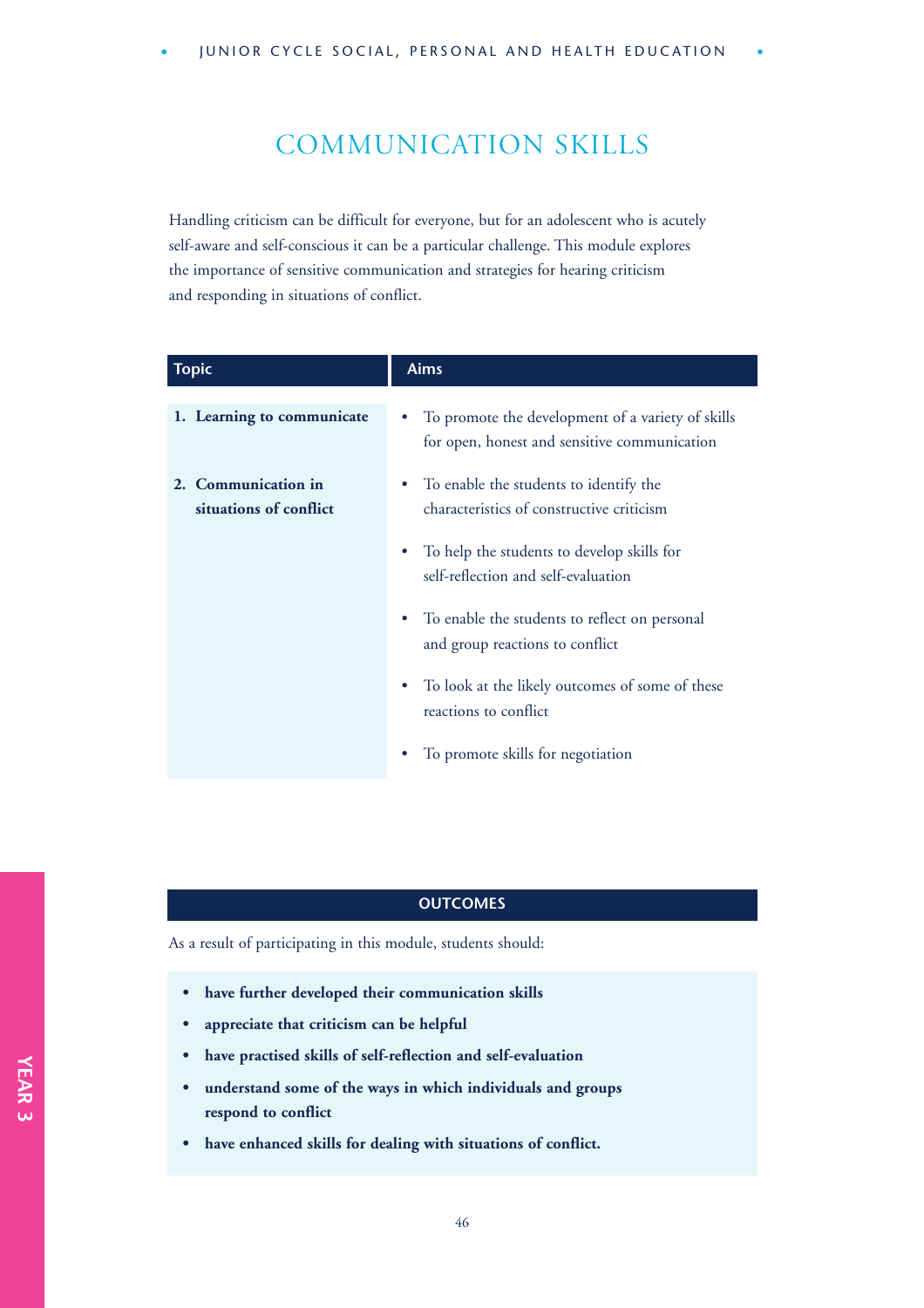# COMMUNICATION SKILLS

Handling criticism can be difficult for everyone, but for an adolescent who is acutely self-aware and self-conscious it can be a particular challenge. This module explores the importance of sensitive communication and strategies for hearing criticism and responding in situations of conflict.

| Topic | Aims |
|---|---|
| **1. Learning to communicate** | • To promote the development of a variety of skills for open, honest and sensitive communication |
| **2. Communication in situations of conflict** | • To enable the students to identify the characteristics of constructive criticism<br>• To help the students to develop skills for self-reflection and self-evaluation<br>• To enable the students to reflect on personal and group reactions to conflict<br>• To look at the likely outcomes of some of these reactions to conflict<br>• To promote skills for negotiation |

## OUTCOMES

As a result of participating in this module, students should:

- **have further developed their communication skills**
- **appreciate that criticism can be helpful**
- **have practised skills of self-reflection and self-evaluation**
- **understand some of the ways in which individuals and groups respond to conflict**
- **have enhanced skills for dealing with situations of conflict.**

YEAR 3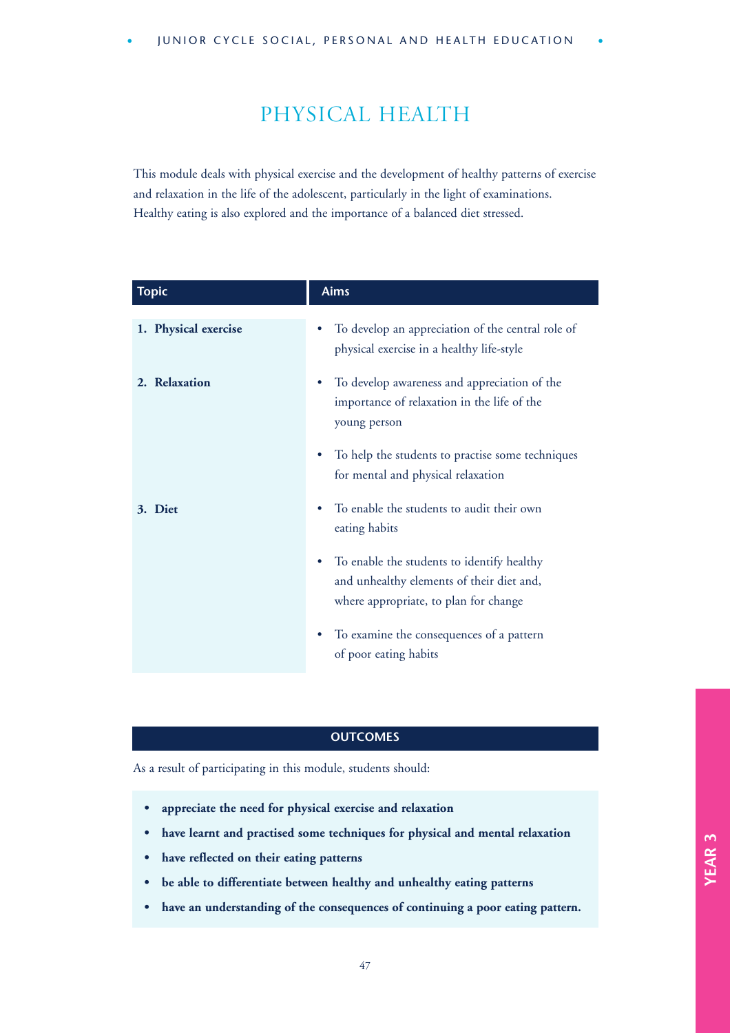# PHYSICAL HEALTH

This module deals with physical exercise and the development of healthy patterns of exercise and relaxation in the life of the adolescent, particularly in the light of examinations. Healthy eating is also explored and the importance of a balanced diet stressed.

| Topic | Aims |
|---|---|
| **1. Physical exercise** | • To develop an appreciation of the central role of physical exercise in a healthy life-style |
| **2. Relaxation** | • To develop awareness and appreciation of the importance of relaxation in the life of the young person<br>• To help the students to practise some techniques for mental and physical relaxation |
| **3. Diet** | • To enable the students to audit their own eating habits<br>• To enable the students to identify healthy and unhealthy elements of their diet and, where appropriate, to plan for change<br>• To examine the consequences of a pattern of poor eating habits |

## OUTCOMES

As a result of participating in this module, students should:

- **appreciate the need for physical exercise and relaxation**
- **have learnt and practised some techniques for physical and mental relaxation**
- **have reflected on their eating patterns**
- **be able to differentiate between healthy and unhealthy eating patterns**
- **have an understanding of the consequences of continuing a poor eating pattern.**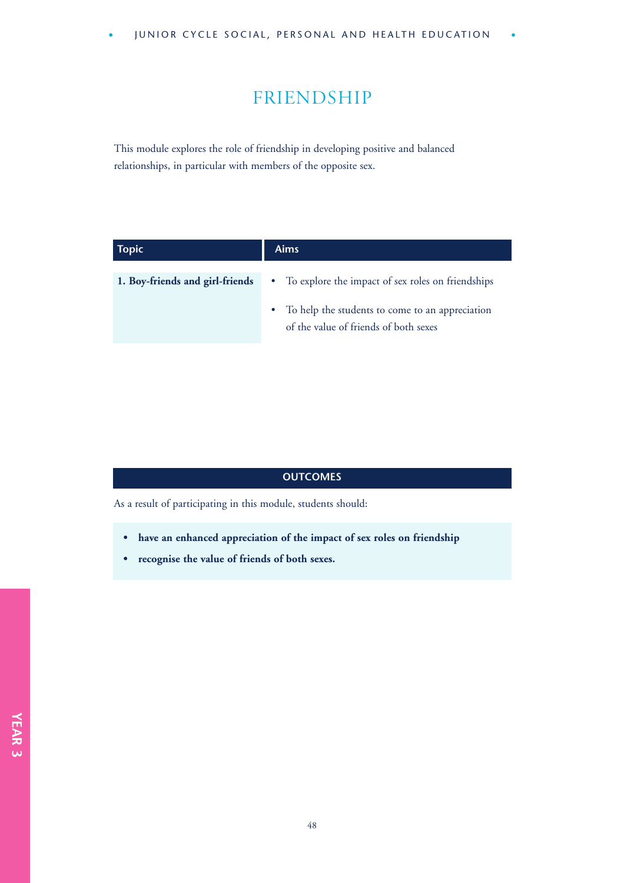# FRIENDSHIP

This module explores the role of friendship in developing positive and balanced relationships, in particular with members of the opposite sex.

| Topic | Aims |
|---|---|
| **1. Boy-friends and girl-friends** | • To explore the impact of sex roles on friendships<br>• To help the students to come to an appreciation of the value of friends of both sexes |

## OUTCOMES

As a result of participating in this module, students should:

- **have an enhanced appreciation of the impact of sex roles on friendship**
- **recognise the value of friends of both sexes.**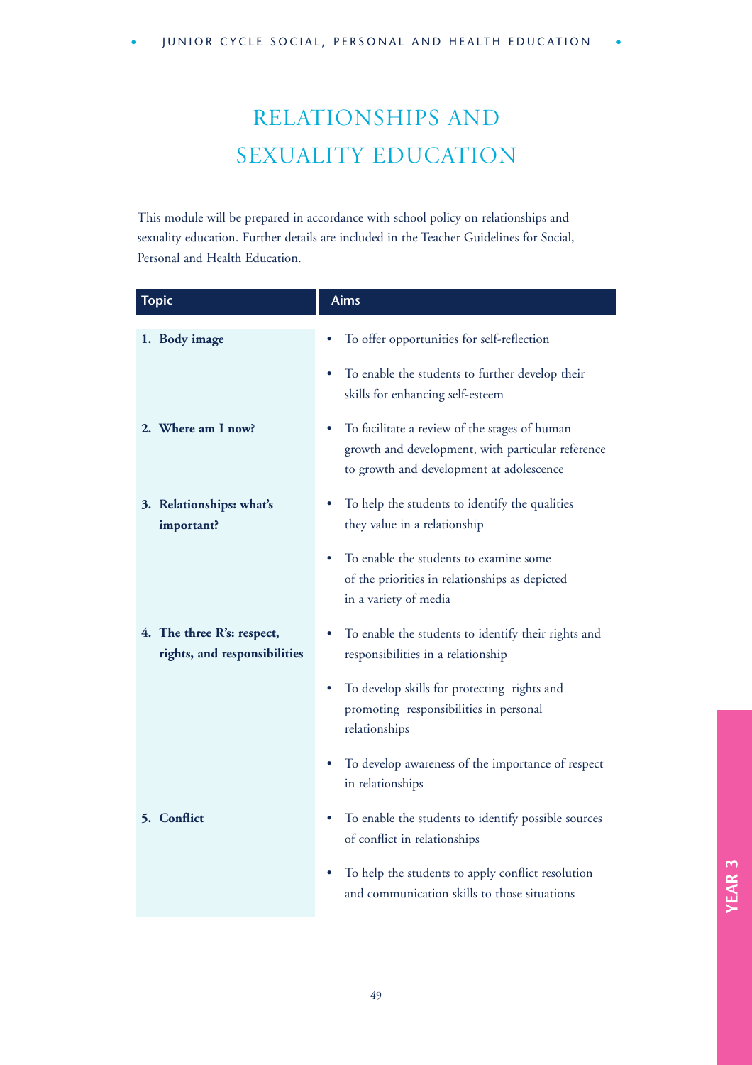# RELATIONSHIPS AND SEXUALITY EDUCATION

This module will be prepared in accordance with school policy on relationships and sexuality education. Further details are included in the Teacher Guidelines for Social, Personal and Health Education.

| Topic | Aims |
|---|---|
| **1. Body image** | • To offer opportunities for self-reflection<br>• To enable the students to further develop their skills for enhancing self-esteem |
| **2. Where am I now?** | • To facilitate a review of the stages of human growth and development, with particular reference to growth and development at adolescence |
| **3. Relationships: what's important?** | • To help the students to identify the qualities they value in a relationship<br>• To enable the students to examine some of the priorities in relationships as depicted in a variety of media |
| **4. The three R's: respect, rights, and responsibilities** | • To enable the students to identify their rights and responsibilities in a relationship<br>• To develop skills for protecting rights and promoting responsibilities in personal relationships<br>• To develop awareness of the importance of respect in relationships |
| **5. Conflict** | • To enable the students to identify possible sources of conflict in relationships<br>• To help the students to apply conflict resolution and communication skills to those situations |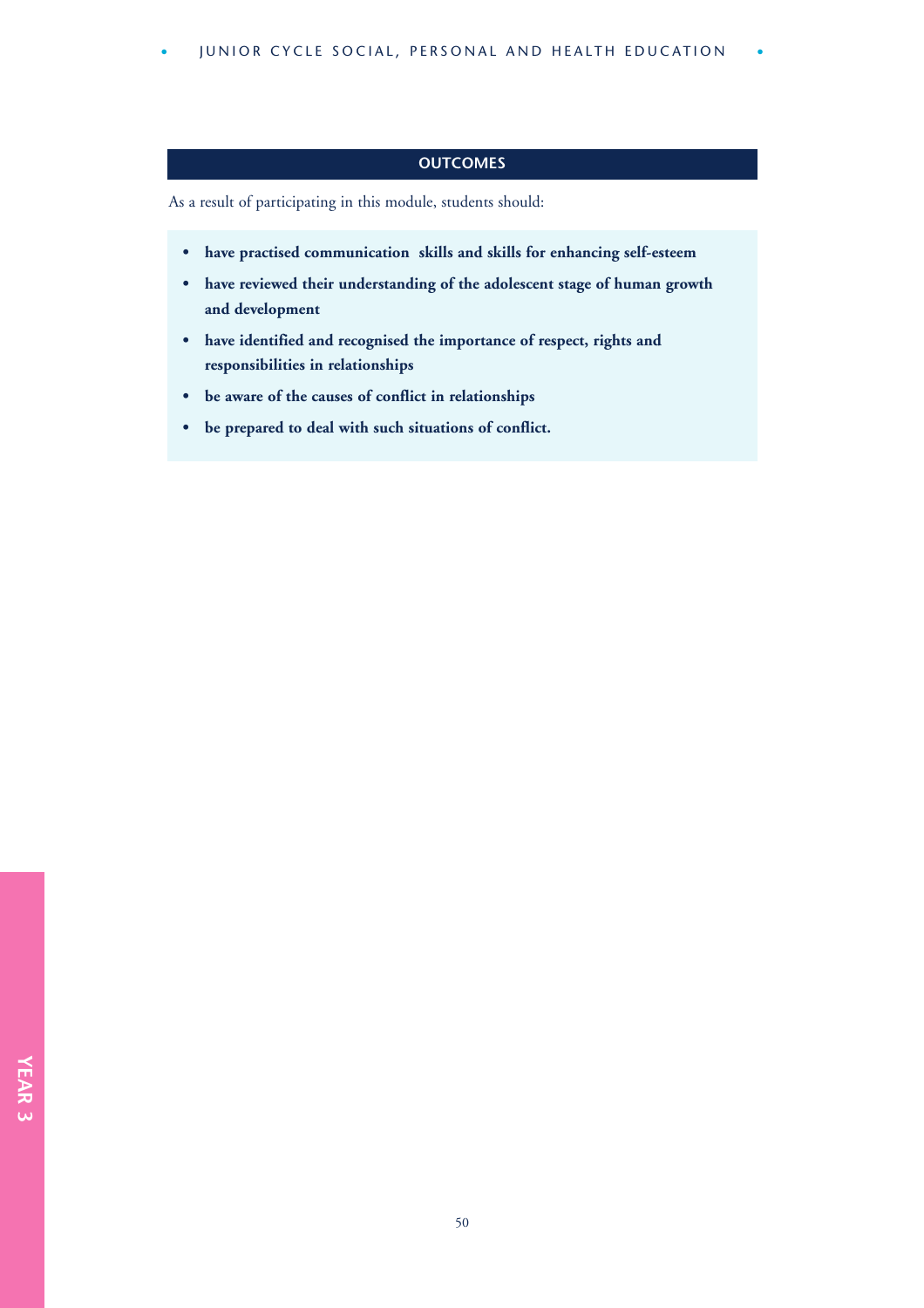## OUTCOMES

As a result of participating in this module, students should:

- **have practised communication skills and skills for enhancing self-esteem**
- **have reviewed their understanding of the adolescent stage of human growth and development**
- **have identified and recognised the importance of respect, rights and responsibilities in relationships**
- **be aware of the causes of conflict in relationships**
- **be prepared to deal with such situations of conflict.**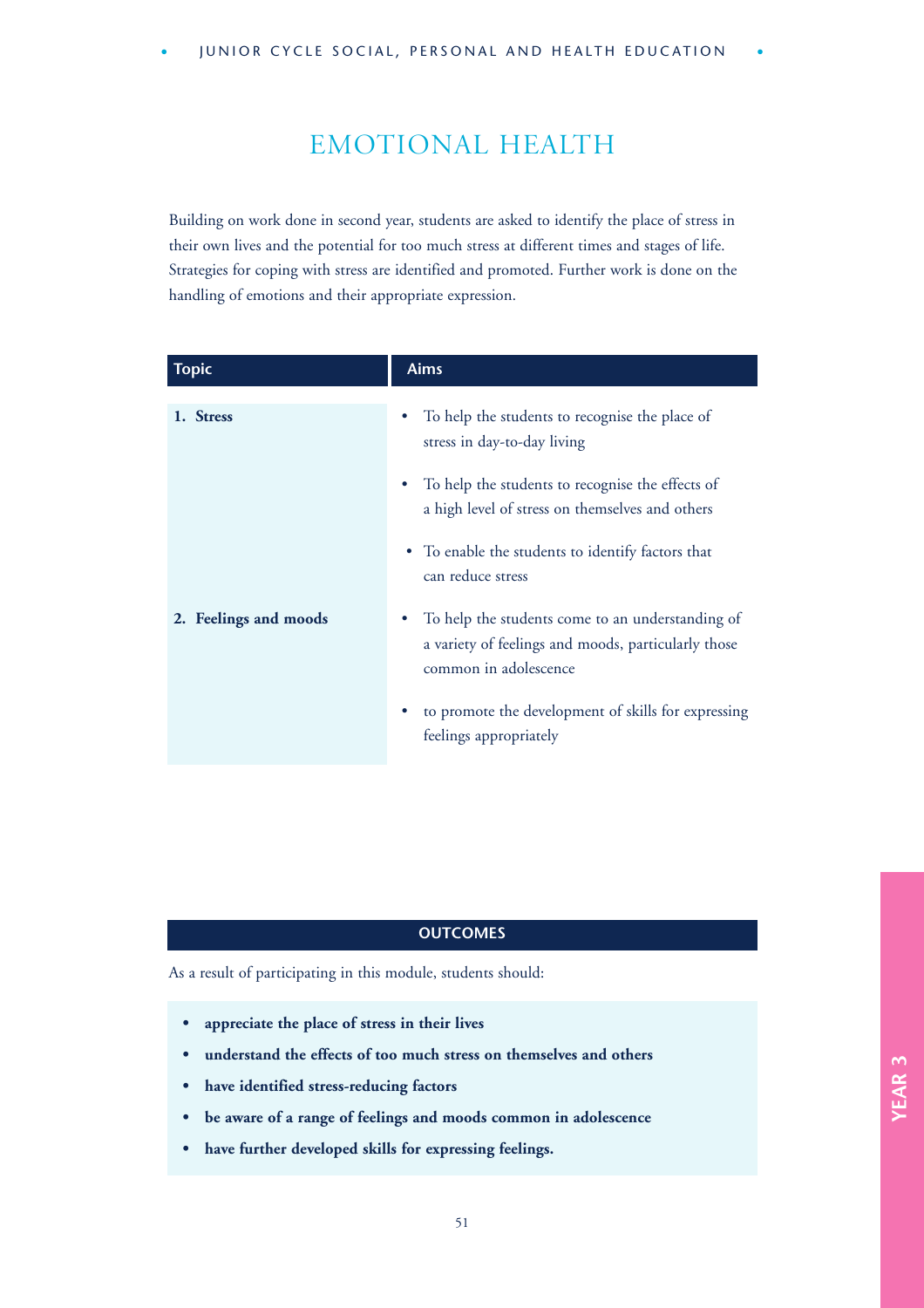# EMOTIONAL HEALTH

Building on work done in second year, students are asked to identify the place of stress in their own lives and the potential for too much stress at different times and stages of life. Strategies for coping with stress are identified and promoted. Further work is done on the handling of emotions and their appropriate expression.

| Topic | Aims |
|---|---|
| **1. Stress** | • To help the students to recognise the place of stress in day-to-day living<br>• To help the students to recognise the effects of a high level of stress on themselves and others<br>• To enable the students to identify factors that can reduce stress |
| **2. Feelings and moods** | • To help the students come to an understanding of a variety of feelings and moods, particularly those common in adolescence<br>• to promote the development of skills for expressing feelings appropriately |

## OUTCOMES

As a result of participating in this module, students should:

- **appreciate the place of stress in their lives**
- **understand the effects of too much stress on themselves and others**
- **have identified stress-reducing factors**
- **be aware of a range of feelings and moods common in adolescence**
- **have further developed skills for expressing feelings.**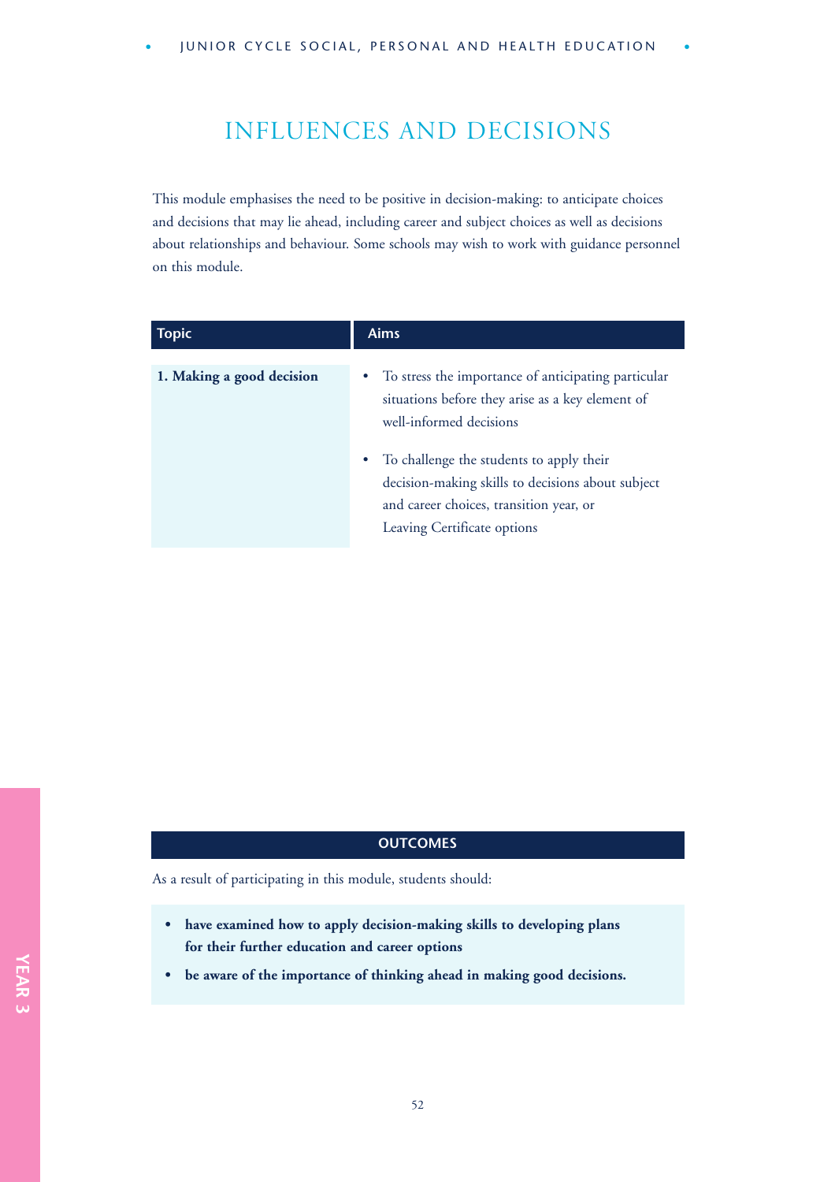# INFLUENCES AND DECISIONS

This module emphasises the need to be positive in decision-making: to anticipate choices and decisions that may lie ahead, including career and subject choices as well as decisions about relationships and behaviour. Some schools may wish to work with guidance personnel on this module.

| Topic | Aims |
|---|---|
| **1. Making a good decision** | • To stress the importance of anticipating particular situations before they arise as a key element of well-informed decisions<br>• To challenge the students to apply their decision-making skills to decisions about subject and career choices, transition year, or Leaving Certificate options |

## OUTCOMES

As a result of participating in this module, students should:

- **have examined how to apply decision-making skills to developing plans for their further education and career options**
- **be aware of the importance of thinking ahead in making good decisions.**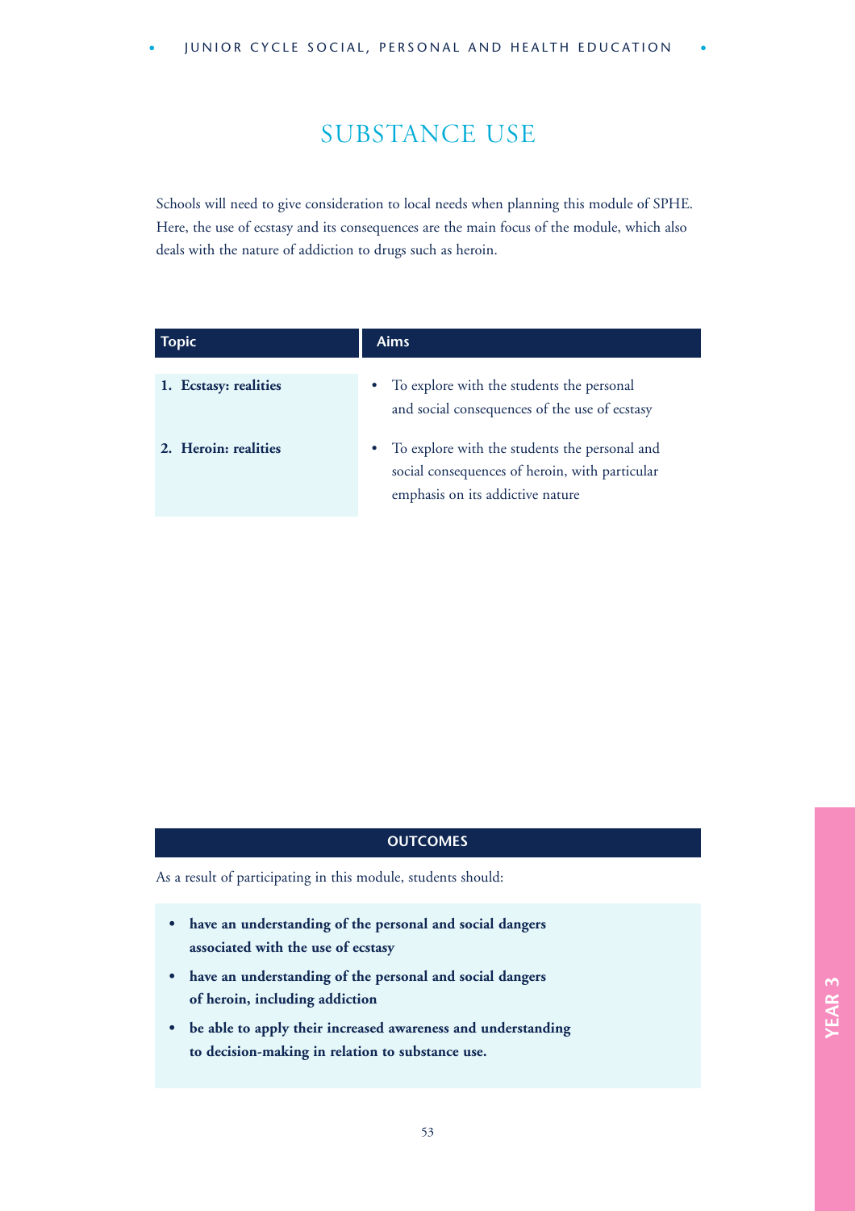# SUBSTANCE USE

Schools will need to give consideration to local needs when planning this module of SPHE. Here, the use of ecstasy and its consequences are the main focus of the module, which also deals with the nature of addiction to drugs such as heroin.

| Topic | Aims |
|---|---|
| **1. Ecstasy: realities** | • To explore with the students the personal and social consequences of the use of ecstasy |
| **2. Heroin: realities** | • To explore with the students the personal and social consequences of heroin, with particular emphasis on its addictive nature |

## OUTCOMES

As a result of participating in this module, students should:

- **have an understanding of the personal and social dangers associated with the use of ecstasy**
- **have an understanding of the personal and social dangers of heroin, including addiction**
- **be able to apply their increased awareness and understanding to decision-making in relation to substance use.**

YEAR 3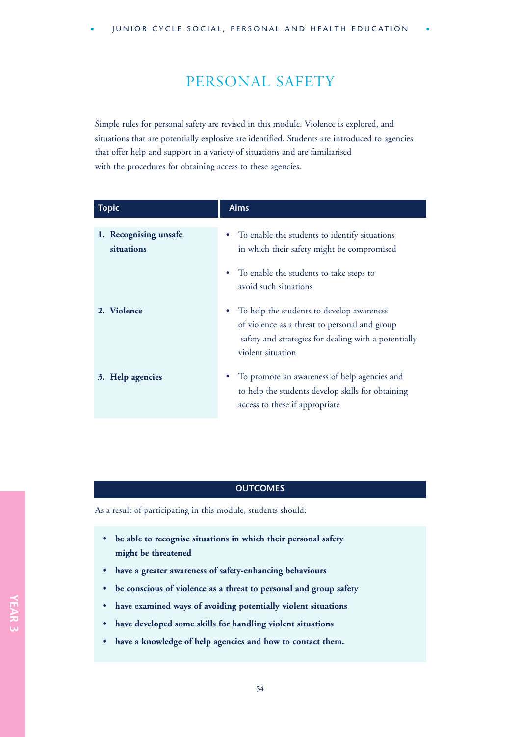# PERSONAL SAFETY

Simple rules for personal safety are revised in this module. Violence is explored, and situations that are potentially explosive are identified. Students are introduced to agencies that offer help and support in a variety of situations and are familiarised with the procedures for obtaining access to these agencies.

| Topic | Aims |
|---|---|
| **1. Recognising unsafe situations** | • To enable the students to identify situations in which their safety might be compromised<br>• To enable the students to take steps to avoid such situations |
| **2. Violence** | • To help the students to develop awareness of violence as a threat to personal and group safety and strategies for dealing with a potentially violent situation |
| **3. Help agencies** | • To promote an awareness of help agencies and to help the students develop skills for obtaining access to these if appropriate |

## OUTCOMES

As a result of participating in this module, students should:

- **be able to recognise situations in which their personal safety might be threatened**
- **have a greater awareness of safety-enhancing behaviours**
- **be conscious of violence as a threat to personal and group safety**
- **have examined ways of avoiding potentially violent situations**
- **have developed some skills for handling violent situations**
- **have a knowledge of help agencies and how to contact them.**

YEAR 3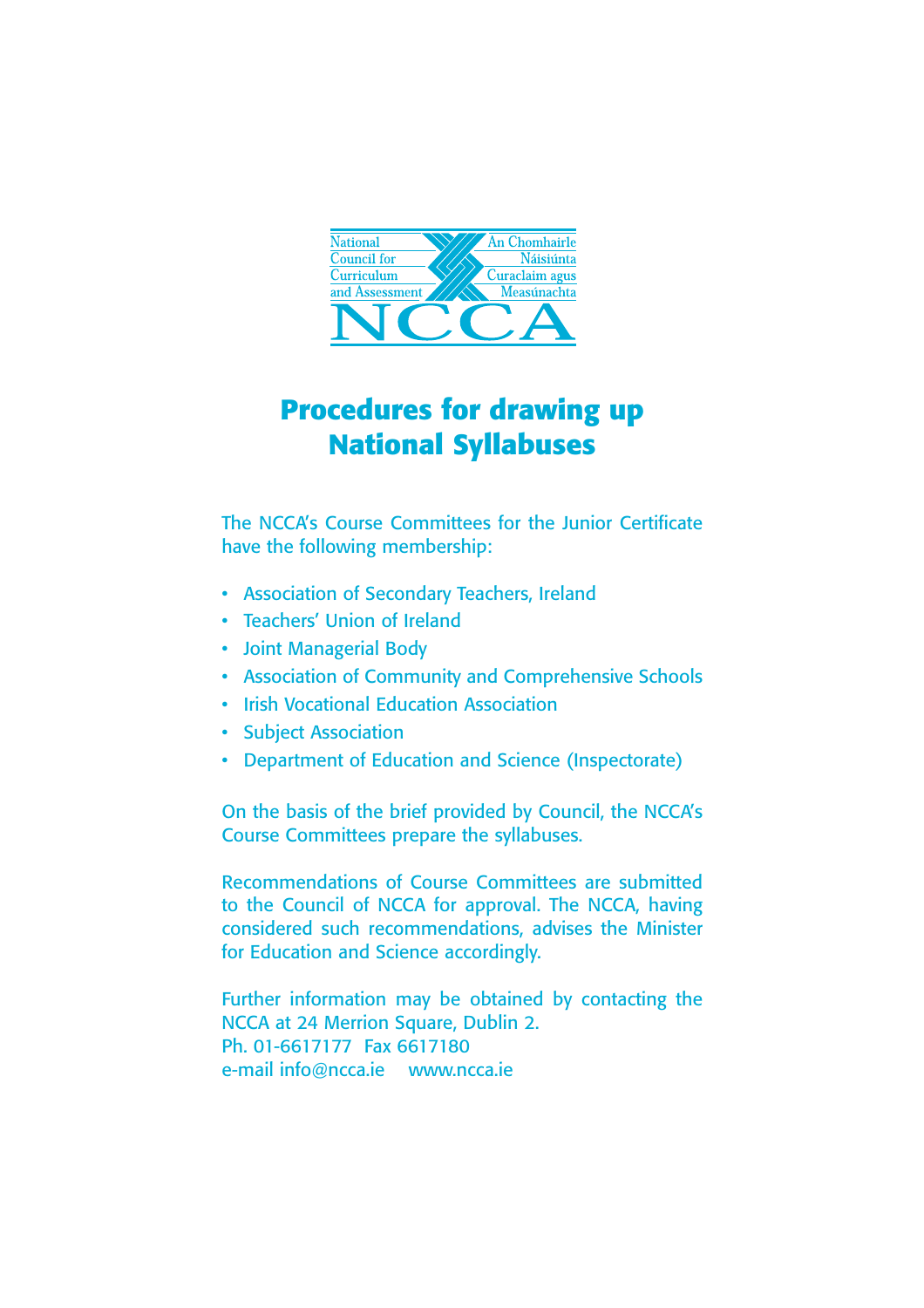National Council for Curriculum and Assessment

An Chomhairle Náisiúnta Curaclaim agus Measúnachta

NCCA

# Procedures for drawing up National Syllabuses

The NCCA's Course Committees for the Junior Certificate have the following membership:

- Association of Secondary Teachers, Ireland
- Teachers' Union of Ireland
- Joint Managerial Body
- Association of Community and Comprehensive Schools
- Irish Vocational Education Association
- Subject Association
- Department of Education and Science (Inspectorate)

On the basis of the brief provided by Council, the NCCA's Course Committees prepare the syllabuses.

Recommendations of Course Committees are submitted to the Council of NCCA for approval. The NCCA, having considered such recommendations, advises the Minister for Education and Science accordingly.

Further information may be obtained by contacting the NCCA at 24 Merrion Square, Dublin 2.
Ph. 01-6617177 Fax 6617180
e-mail info@ncca.ie www.ncca.ie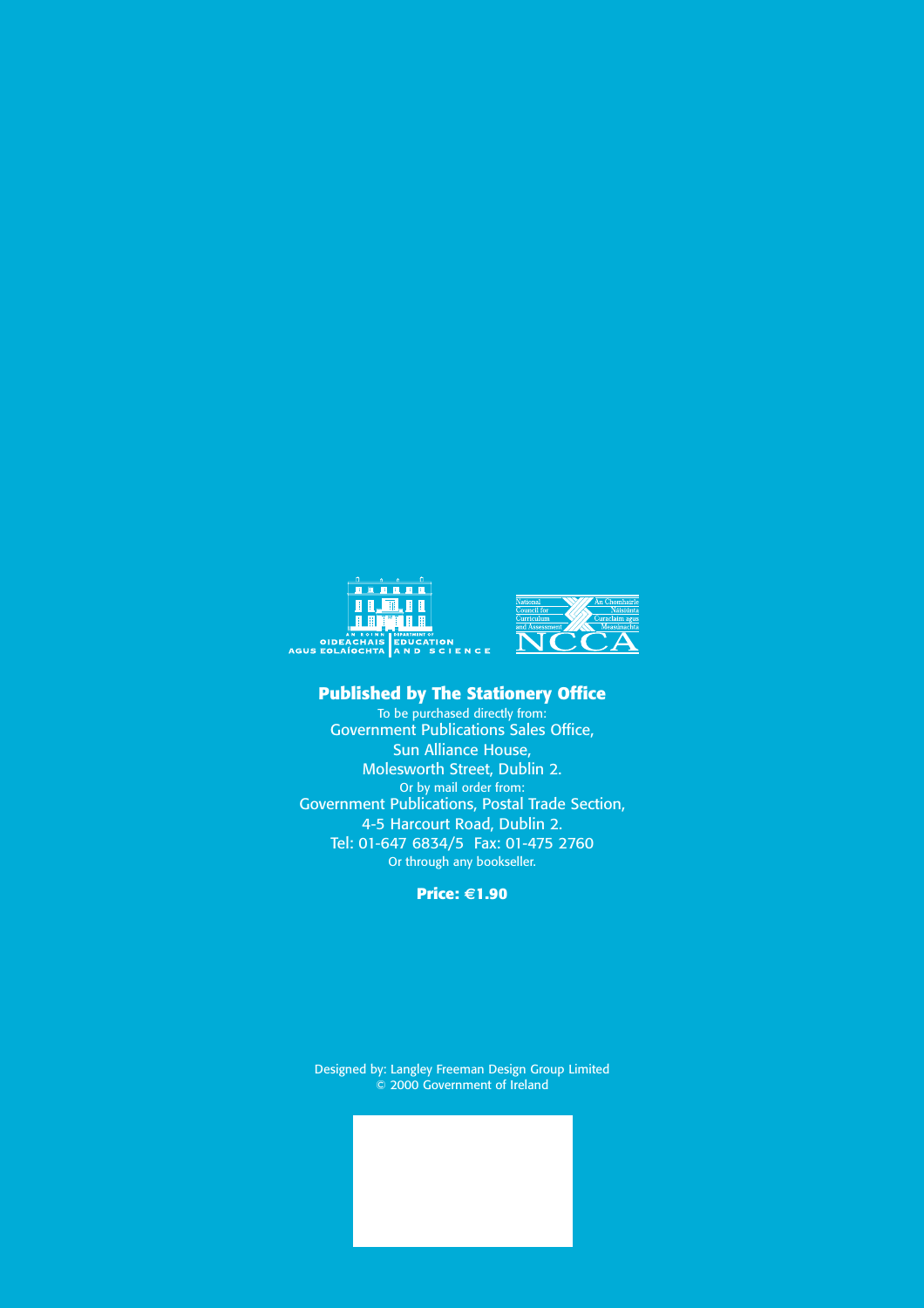AN ROINN OIDEACHAIS AGUS EOLAÍOCHTA | DEPARTMENT OF EDUCATION AND SCIENCE

National Council for Curriculum and Assessment | An Chomhairle Náisiúnta Curaclaim agus Measúnachta
NCCA

**Published by The Stationery Office**

To be purchased directly from:
Government Publications Sales Office,
Sun Alliance House,
Molesworth Street, Dublin 2.
Or by mail order from:
Government Publications, Postal Trade Section,
4-5 Harcourt Road, Dublin 2.
Tel: 01-647 6834/5 Fax: 01-475 2760
Or through any bookseller.

**Price: €1.90**

Designed by: Langley Freeman Design Group Limited
© 2000 Government of Ireland